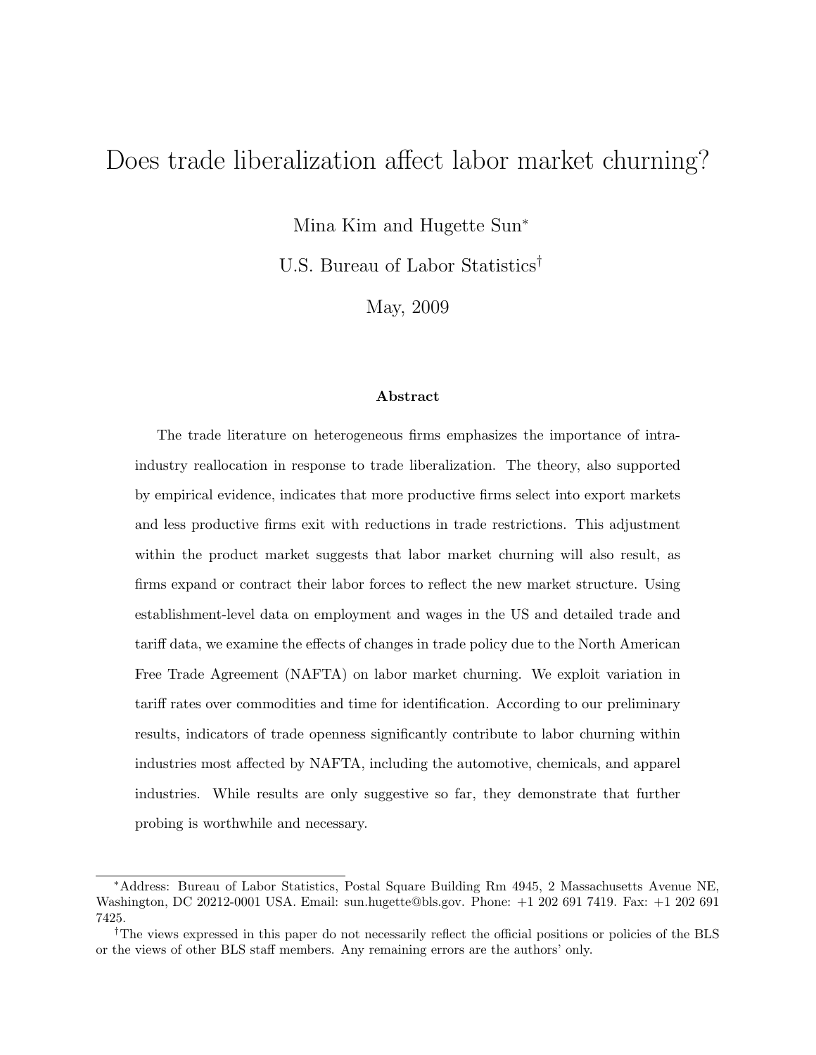# Does trade liberalization affect labor market churning?

Mina Kim and Hugette Sun*

U.S. Bureau of Labor Statistics†

May, 2009

### Abstract

The trade literature on heterogeneous firms emphasizes the importance of intra-industry reallocation in response to trade liberalization. The theory, also supported by empirical evidence, indicates that more productive firms select into export markets and less productive firms exit with reductions in trade restrictions. This adjustment within the product market suggests that labor market churning will also result, as firms expand or contract their labor forces to reflect the new market structure. Using establishment-level data on employment and wages in the US and detailed trade and tariff data, we examine the effects of changes in trade policy due to the North American Free Trade Agreement (NAFTA) on labor market churning. We exploit variation in tariff rates over commodities and time for identification. According to our preliminary results, indicators of trade openness significantly contribute to labor churning within industries most affected by NAFTA, including the automotive, chemicals, and apparel industries. While results are only suggestive so far, they demonstrate that further probing is worthwhile and necessary.

---

*Address: Bureau of Labor Statistics, Postal Square Building Rm 4945, 2 Massachusetts Avenue NE, Washington, DC 20212-0001 USA. Email: sun.hugette@bls.gov. Phone: +1 202 691 7419. Fax: +1 202 691 7425.

†The views expressed in this paper do not necessarily reflect the official positions or policies of the BLS or the views of other BLS staff members. Any remaining errors are the authors' only.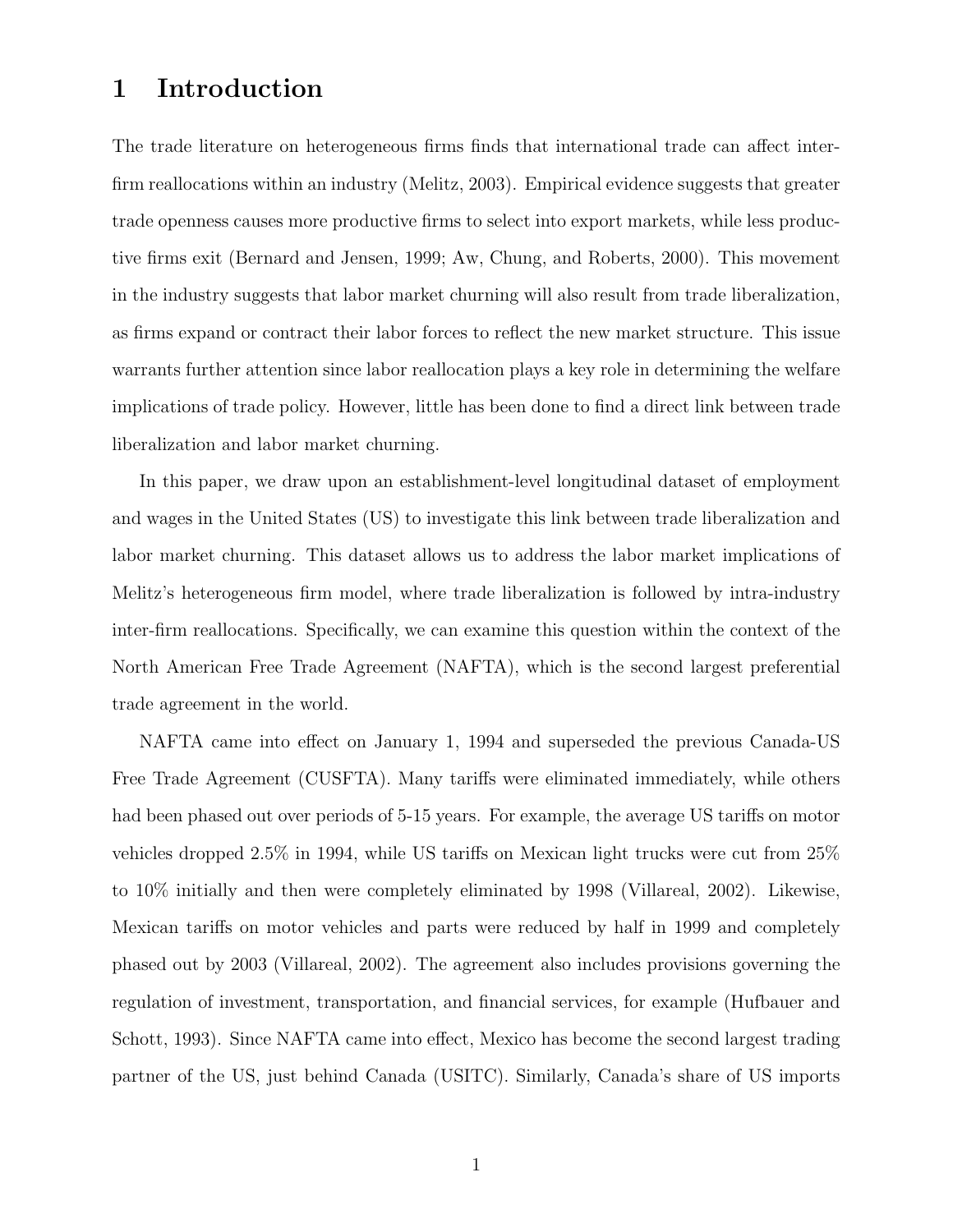# 1 Introduction

The trade literature on heterogeneous firms finds that international trade can affect inter-firm reallocations within an industry (Melitz, 2003). Empirical evidence suggests that greater trade openness causes more productive firms to select into export markets, while less productive firms exit (Bernard and Jensen, 1999; Aw, Chung, and Roberts, 2000). This movement in the industry suggests that labor market churning will also result from trade liberalization, as firms expand or contract their labor forces to reflect the new market structure. This issue warrants further attention since labor reallocation plays a key role in determining the welfare implications of trade policy. However, little has been done to find a direct link between trade liberalization and labor market churning.

In this paper, we draw upon an establishment-level longitudinal dataset of employment and wages in the United States (US) to investigate this link between trade liberalization and labor market churning. This dataset allows us to address the labor market implications of Melitz's heterogeneous firm model, where trade liberalization is followed by intra-industry inter-firm reallocations. Specifically, we can examine this question within the context of the North American Free Trade Agreement (NAFTA), which is the second largest preferential trade agreement in the world.

NAFTA came into effect on January 1, 1994 and superseded the previous Canada-US Free Trade Agreement (CUSFTA). Many tariffs were eliminated immediately, while others had been phased out over periods of 5-15 years. For example, the average US tariffs on motor vehicles dropped 2.5% in 1994, while US tariffs on Mexican light trucks were cut from 25% to 10% initially and then were completely eliminated by 1998 (Villareal, 2002). Likewise, Mexican tariffs on motor vehicles and parts were reduced by half in 1999 and completely phased out by 2003 (Villareal, 2002). The agreement also includes provisions governing the regulation of investment, transportation, and financial services, for example (Hufbauer and Schott, 1993). Since NAFTA came into effect, Mexico has become the second largest trading partner of the US, just behind Canada (USITC). Similarly, Canada's share of US imports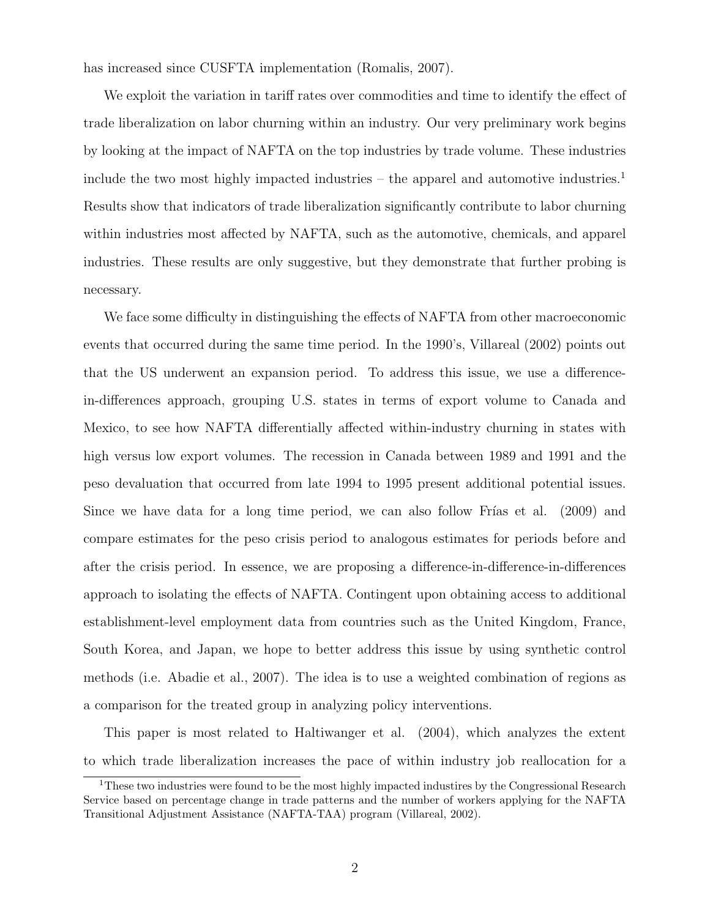has increased since CUSFTA implementation (Romalis, 2007).

We exploit the variation in tariff rates over commodities and time to identify the effect of trade liberalization on labor churning within an industry. Our very preliminary work begins by looking at the impact of NAFTA on the top industries by trade volume. These industries include the two most highly impacted industries – the apparel and automotive industries.[1] Results show that indicators of trade liberalization significantly contribute to labor churning within industries most affected by NAFTA, such as the automotive, chemicals, and apparel industries. These results are only suggestive, but they demonstrate that further probing is necessary.

We face some difficulty in distinguishing the effects of NAFTA from other macroeconomic events that occurred during the same time period. In the 1990's, Villareal (2002) points out that the US underwent an expansion period. To address this issue, we use a difference-in-differences approach, grouping U.S. states in terms of export volume to Canada and Mexico, to see how NAFTA differentially affected within-industry churning in states with high versus low export volumes. The recession in Canada between 1989 and 1991 and the peso devaluation that occurred from late 1994 to 1995 present additional potential issues. Since we have data for a long time period, we can also follow Frías et al. (2009) and compare estimates for the peso crisis period to analogous estimates for periods before and after the crisis period. In essence, we are proposing a difference-in-difference-in-differences approach to isolating the effects of NAFTA. Contingent upon obtaining access to additional establishment-level employment data from countries such as the United Kingdom, France, South Korea, and Japan, we hope to better address this issue by using synthetic control methods (i.e. Abadie et al., 2007). The idea is to use a weighted combination of regions as a comparison for the treated group in analyzing policy interventions.

This paper is most related to Haltiwanger et al. (2004), which analyzes the extent to which trade liberalization increases the pace of within industry job reallocation for a

[1] These two industries were found to be the most highly impacted industires by the Congressional Research Service based on percentage change in trade patterns and the number of workers applying for the NAFTA Transitional Adjustment Assistance (NAFTA-TAA) program (Villareal, 2002).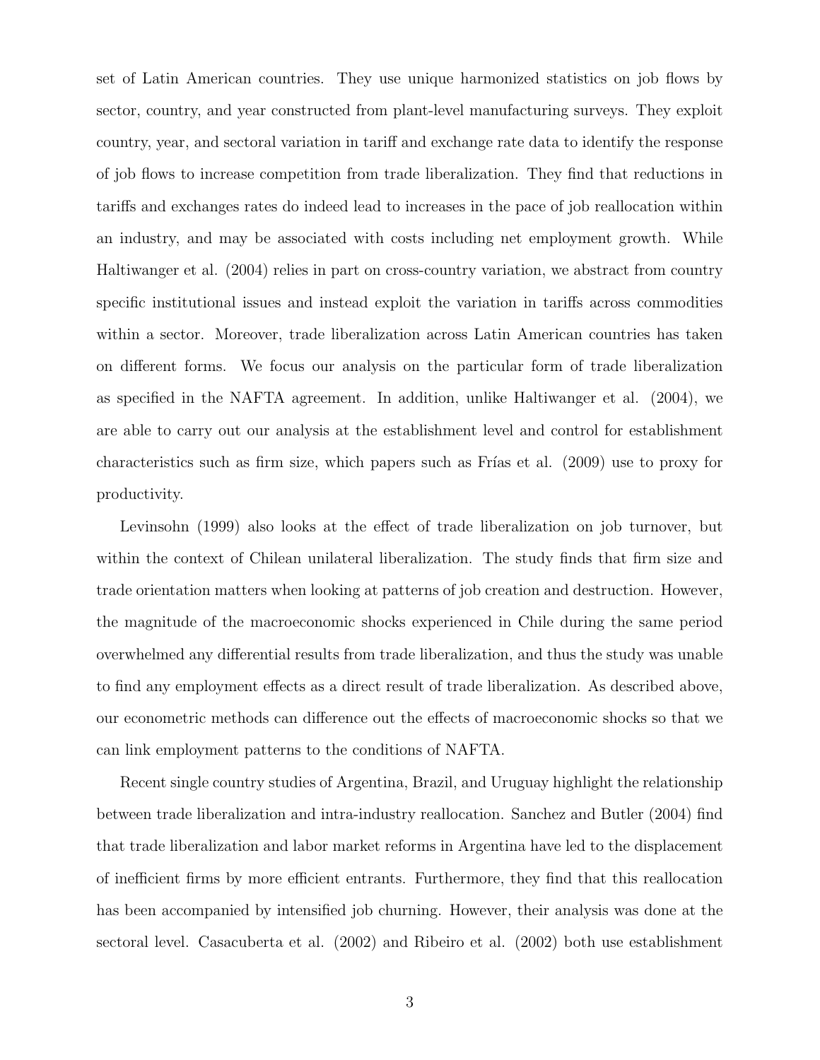set of Latin American countries. They use unique harmonized statistics on job flows by sector, country, and year constructed from plant-level manufacturing surveys. They exploit country, year, and sectoral variation in tariff and exchange rate data to identify the response of job flows to increase competition from trade liberalization. They find that reductions in tariffs and exchanges rates do indeed lead to increases in the pace of job reallocation within an industry, and may be associated with costs including net employment growth. While Haltiwanger et al. (2004) relies in part on cross-country variation, we abstract from country specific institutional issues and instead exploit the variation in tariffs across commodities within a sector. Moreover, trade liberalization across Latin American countries has taken on different forms. We focus our analysis on the particular form of trade liberalization as specified in the NAFTA agreement. In addition, unlike Haltiwanger et al. (2004), we are able to carry out our analysis at the establishment level and control for establishment characteristics such as firm size, which papers such as Frías et al. (2009) use to proxy for productivity.

Levinsohn (1999) also looks at the effect of trade liberalization on job turnover, but within the context of Chilean unilateral liberalization. The study finds that firm size and trade orientation matters when looking at patterns of job creation and destruction. However, the magnitude of the macroeconomic shocks experienced in Chile during the same period overwhelmed any differential results from trade liberalization, and thus the study was unable to find any employment effects as a direct result of trade liberalization. As described above, our econometric methods can difference out the effects of macroeconomic shocks so that we can link employment patterns to the conditions of NAFTA.

Recent single country studies of Argentina, Brazil, and Uruguay highlight the relationship between trade liberalization and intra-industry reallocation. Sanchez and Butler (2004) find that trade liberalization and labor market reforms in Argentina have led to the displacement of inefficient firms by more efficient entrants. Furthermore, they find that this reallocation has been accompanied by intensified job churning. However, their analysis was done at the sectoral level. Casacuberta et al. (2002) and Ribeiro et al. (2002) both use establishment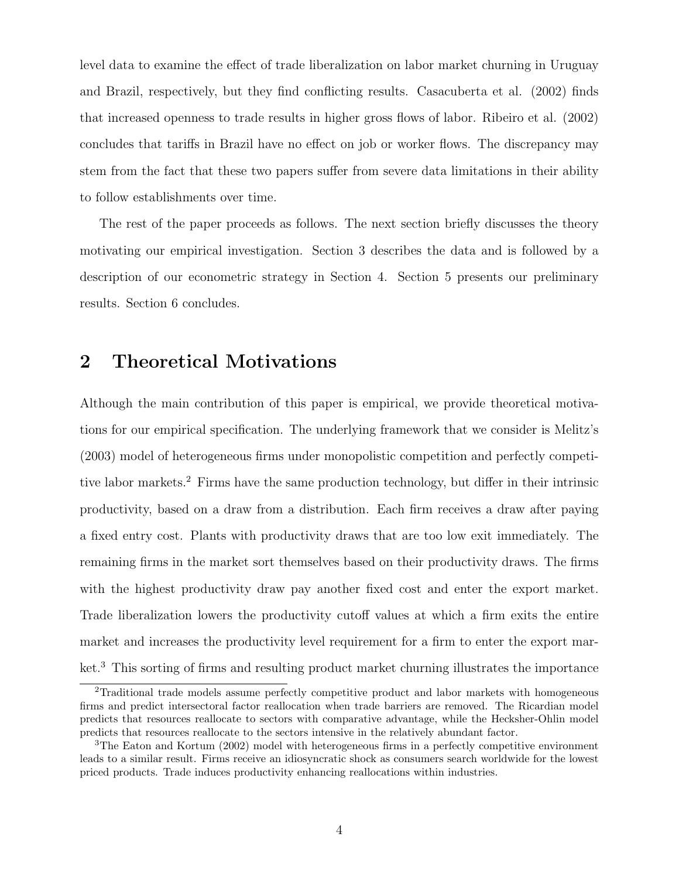level data to examine the effect of trade liberalization on labor market churning in Uruguay and Brazil, respectively, but they find conflicting results. Casacuberta et al. (2002) finds that increased openness to trade results in higher gross flows of labor. Ribeiro et al. (2002) concludes that tariffs in Brazil have no effect on job or worker flows. The discrepancy may stem from the fact that these two papers suffer from severe data limitations in their ability to follow establishments over time.

The rest of the paper proceeds as follows. The next section briefly discusses the theory motivating our empirical investigation. Section 3 describes the data and is followed by a description of our econometric strategy in Section 4. Section 5 presents our preliminary results. Section 6 concludes.

## 2 Theoretical Motivations

Although the main contribution of this paper is empirical, we provide theoretical motivations for our empirical specification. The underlying framework that we consider is Melitz's (2003) model of heterogeneous firms under monopolistic competition and perfectly competitive labor markets.[2] Firms have the same production technology, but differ in their intrinsic productivity, based on a draw from a distribution. Each firm receives a draw after paying a fixed entry cost. Plants with productivity draws that are too low exit immediately. The remaining firms in the market sort themselves based on their productivity draws. The firms with the highest productivity draw pay another fixed cost and enter the export market. Trade liberalization lowers the productivity cutoff values at which a firm exits the entire market and increases the productivity level requirement for a firm to enter the export market.[3] This sorting of firms and resulting product market churning illustrates the importance

[2]Traditional trade models assume perfectly competitive product and labor markets with homogeneous firms and predict intersectoral factor reallocation when trade barriers are removed. The Ricardian model predicts that resources reallocate to sectors with comparative advantage, while the Hecksher-Ohlin model predicts that resources reallocate to the sectors intensive in the relatively abundant factor.

[3]The Eaton and Kortum (2002) model with heterogeneous firms in a perfectly competitive environment leads to a similar result. Firms receive an idiosyncratic shock as consumers search worldwide for the lowest priced products. Trade induces productivity enhancing reallocations within industries.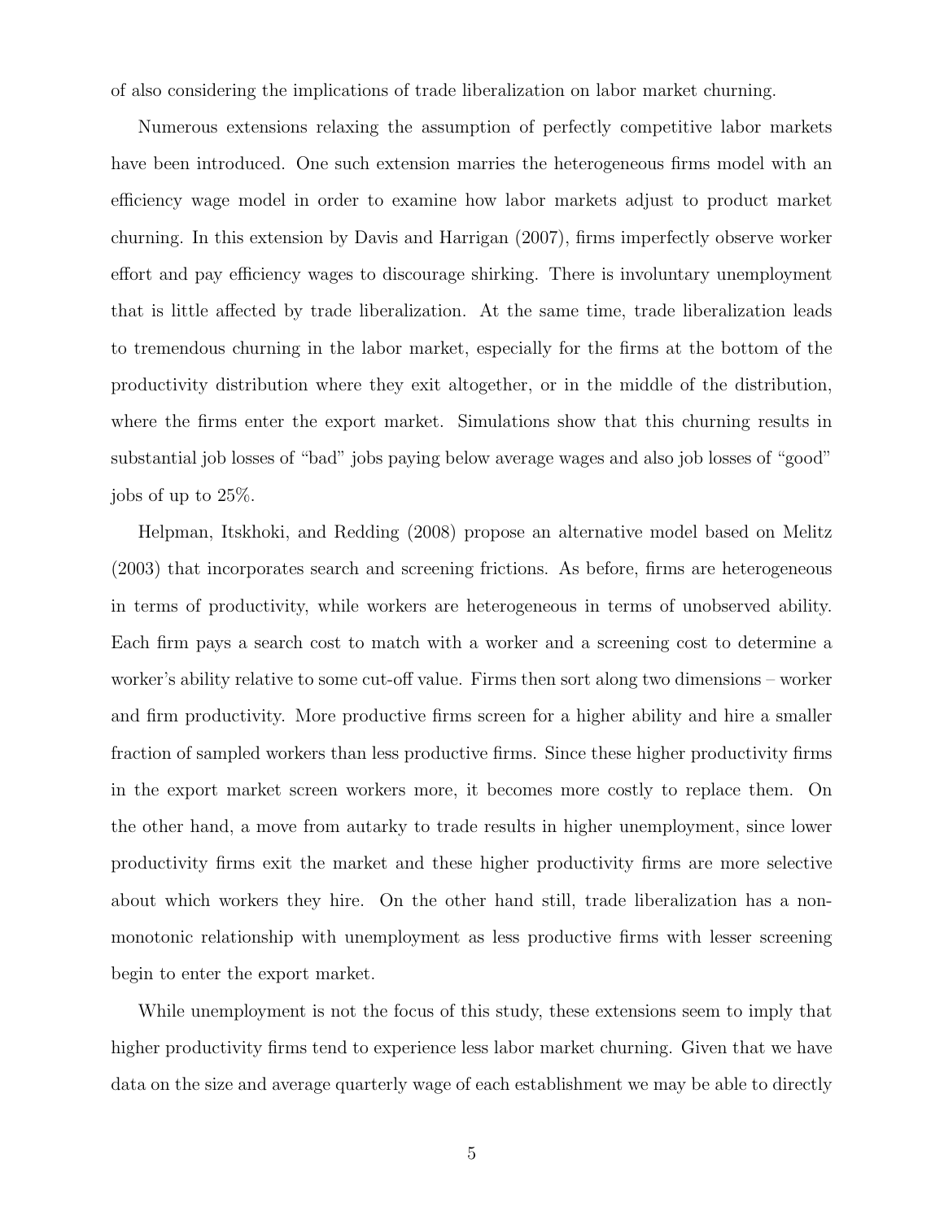of also considering the implications of trade liberalization on labor market churning.

Numerous extensions relaxing the assumption of perfectly competitive labor markets have been introduced. One such extension marries the heterogeneous firms model with an efficiency wage model in order to examine how labor markets adjust to product market churning. In this extension by Davis and Harrigan (2007), firms imperfectly observe worker effort and pay efficiency wages to discourage shirking. There is involuntary unemployment that is little affected by trade liberalization. At the same time, trade liberalization leads to tremendous churning in the labor market, especially for the firms at the bottom of the productivity distribution where they exit altogether, or in the middle of the distribution, where the firms enter the export market. Simulations show that this churning results in substantial job losses of "bad" jobs paying below average wages and also job losses of "good" jobs of up to 25%.

Helpman, Itskhoki, and Redding (2008) propose an alternative model based on Melitz (2003) that incorporates search and screening frictions. As before, firms are heterogeneous in terms of productivity, while workers are heterogeneous in terms of unobserved ability. Each firm pays a search cost to match with a worker and a screening cost to determine a worker's ability relative to some cut-off value. Firms then sort along two dimensions – worker and firm productivity. More productive firms screen for a higher ability and hire a smaller fraction of sampled workers than less productive firms. Since these higher productivity firms in the export market screen workers more, it becomes more costly to replace them. On the other hand, a move from autarky to trade results in higher unemployment, since lower productivity firms exit the market and these higher productivity firms are more selective about which workers they hire. On the other hand still, trade liberalization has a non-monotonic relationship with unemployment as less productive firms with lesser screening begin to enter the export market.

While unemployment is not the focus of this study, these extensions seem to imply that higher productivity firms tend to experience less labor market churning. Given that we have data on the size and average quarterly wage of each establishment we may be able to directly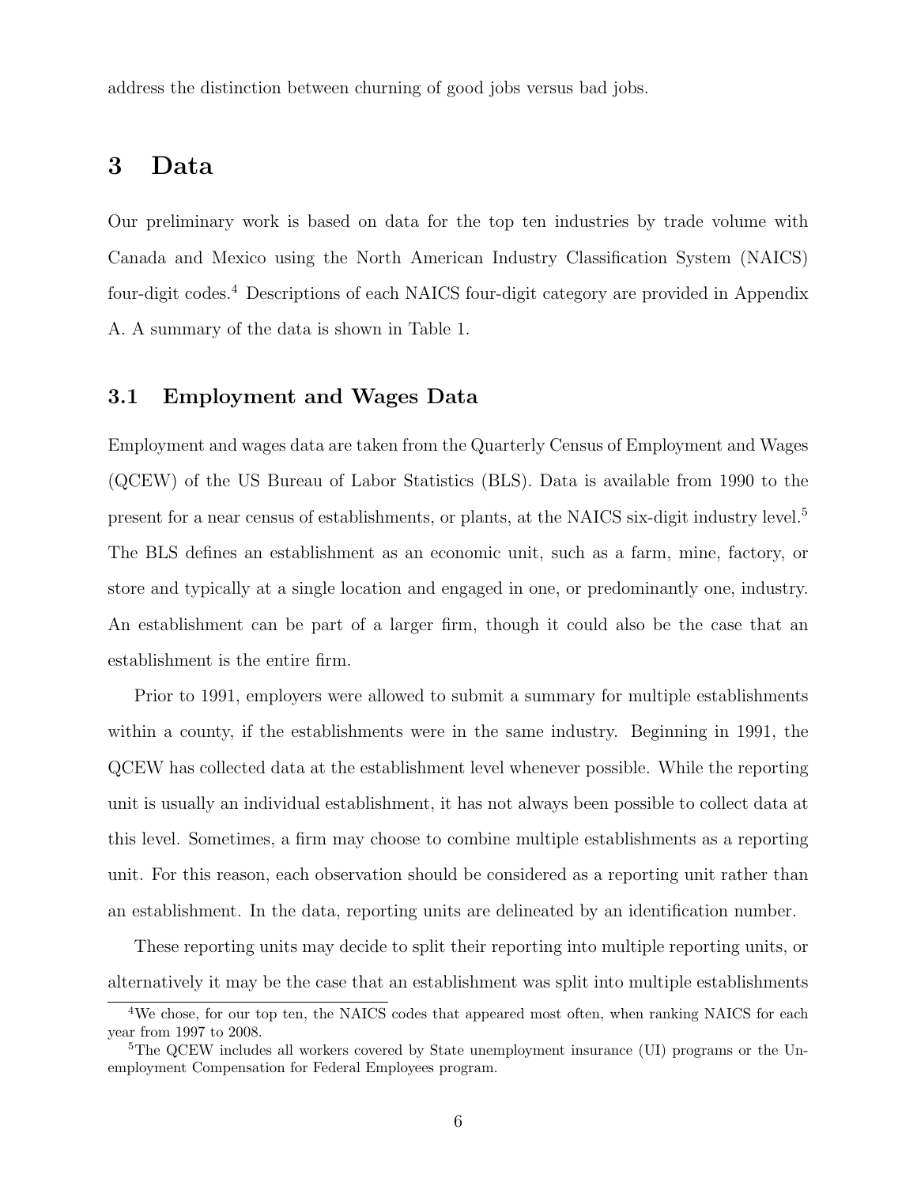address the distinction between churning of good jobs versus bad jobs.

# 3 Data

Our preliminary work is based on data for the top ten industries by trade volume with Canada and Mexico using the North American Industry Classification System (NAICS) four-digit codes.[4] Descriptions of each NAICS four-digit category are provided in Appendix A. A summary of the data is shown in Table 1.

## 3.1 Employment and Wages Data

Employment and wages data are taken from the Quarterly Census of Employment and Wages (QCEW) of the US Bureau of Labor Statistics (BLS). Data is available from 1990 to the present for a near census of establishments, or plants, at the NAICS six-digit industry level.[5] The BLS defines an establishment as an economic unit, such as a farm, mine, factory, or store and typically at a single location and engaged in one, or predominantly one, industry. An establishment can be part of a larger firm, though it could also be the case that an establishment is the entire firm.

Prior to 1991, employers were allowed to submit a summary for multiple establishments within a county, if the establishments were in the same industry. Beginning in 1991, the QCEW has collected data at the establishment level whenever possible. While the reporting unit is usually an individual establishment, it has not always been possible to collect data at this level. Sometimes, a firm may choose to combine multiple establishments as a reporting unit. For this reason, each observation should be considered as a reporting unit rather than an establishment. In the data, reporting units are delineated by an identification number.

These reporting units may decide to split their reporting into multiple reporting units, or alternatively it may be the case that an establishment was split into multiple establishments

[4] We chose, for our top ten, the NAICS codes that appeared most often, when ranking NAICS for each year from 1997 to 2008.

[5] The QCEW includes all workers covered by State unemployment insurance (UI) programs or the Unemployment Compensation for Federal Employees program.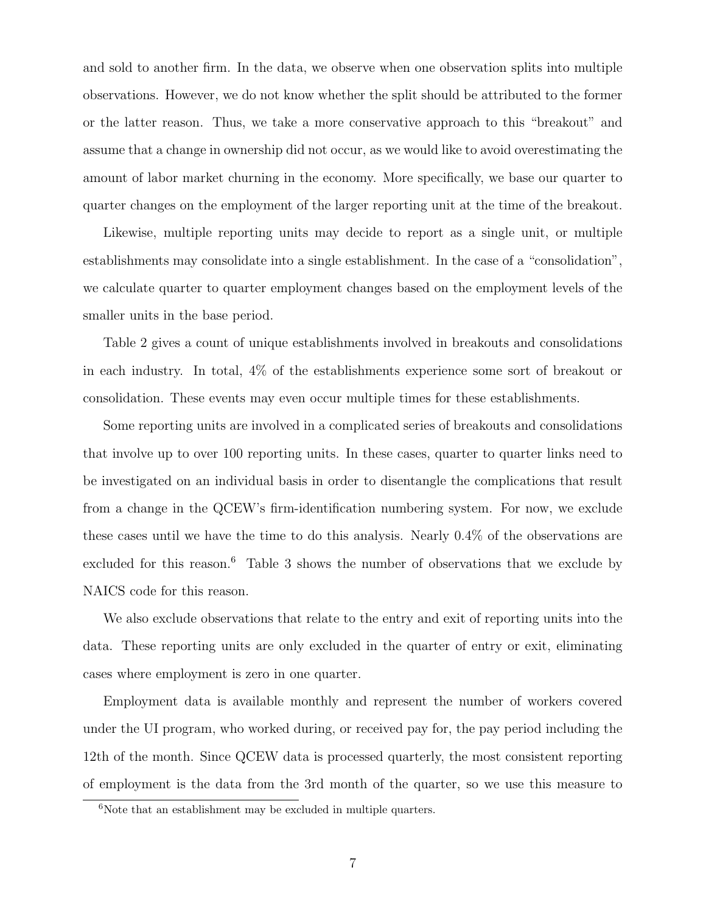and sold to another firm. In the data, we observe when one observation splits into multiple observations. However, we do not know whether the split should be attributed to the former or the latter reason. Thus, we take a more conservative approach to this "breakout" and assume that a change in ownership did not occur, as we would like to avoid overestimating the amount of labor market churning in the economy. More specifically, we base our quarter to quarter changes on the employment of the larger reporting unit at the time of the breakout.

Likewise, multiple reporting units may decide to report as a single unit, or multiple establishments may consolidate into a single establishment. In the case of a "consolidation", we calculate quarter to quarter employment changes based on the employment levels of the smaller units in the base period.

Table 2 gives a count of unique establishments involved in breakouts and consolidations in each industry. In total, 4% of the establishments experience some sort of breakout or consolidation. These events may even occur multiple times for these establishments.

Some reporting units are involved in a complicated series of breakouts and consolidations that involve up to over 100 reporting units. In these cases, quarter to quarter links need to be investigated on an individual basis in order to disentangle the complications that result from a change in the QCEW's firm-identification numbering system. For now, we exclude these cases until we have the time to do this analysis. Nearly 0.4% of the observations are excluded for this reason.[6] Table 3 shows the number of observations that we exclude by NAICS code for this reason.

We also exclude observations that relate to the entry and exit of reporting units into the data. These reporting units are only excluded in the quarter of entry or exit, eliminating cases where employment is zero in one quarter.

Employment data is available monthly and represent the number of workers covered under the UI program, who worked during, or received pay for, the pay period including the 12th of the month. Since QCEW data is processed quarterly, the most consistent reporting of employment is the data from the 3rd month of the quarter, so we use this measure to

[6] Note that an establishment may be excluded in multiple quarters.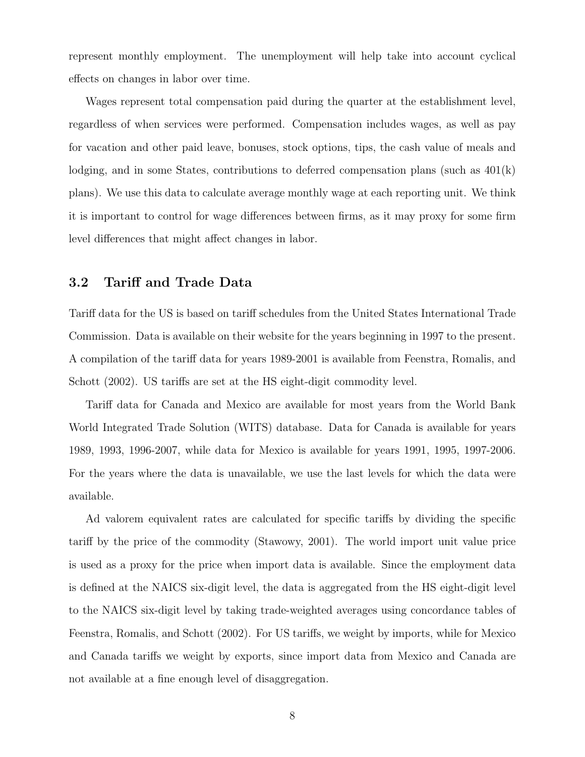represent monthly employment. The unemployment will help take into account cyclical effects on changes in labor over time.

Wages represent total compensation paid during the quarter at the establishment level, regardless of when services were performed. Compensation includes wages, as well as pay for vacation and other paid leave, bonuses, stock options, tips, the cash value of meals and lodging, and in some States, contributions to deferred compensation plans (such as 401(k) plans). We use this data to calculate average monthly wage at each reporting unit. We think it is important to control for wage differences between firms, as it may proxy for some firm level differences that might affect changes in labor.

## 3.2 Tariff and Trade Data

Tariff data for the US is based on tariff schedules from the United States International Trade Commission. Data is available on their website for the years beginning in 1997 to the present. A compilation of the tariff data for years 1989-2001 is available from Feenstra, Romalis, and Schott (2002). US tariffs are set at the HS eight-digit commodity level.

Tariff data for Canada and Mexico are available for most years from the World Bank World Integrated Trade Solution (WITS) database. Data for Canada is available for years 1989, 1993, 1996-2007, while data for Mexico is available for years 1991, 1995, 1997-2006. For the years where the data is unavailable, we use the last levels for which the data were available.

Ad valorem equivalent rates are calculated for specific tariffs by dividing the specific tariff by the price of the commodity (Stawowy, 2001). The world import unit value price is used as a proxy for the price when import data is available. Since the employment data is defined at the NAICS six-digit level, the data is aggregated from the HS eight-digit level to the NAICS six-digit level by taking trade-weighted averages using concordance tables of Feenstra, Romalis, and Schott (2002). For US tariffs, we weight by imports, while for Mexico and Canada tariffs we weight by exports, since import data from Mexico and Canada are not available at a fine enough level of disaggregation.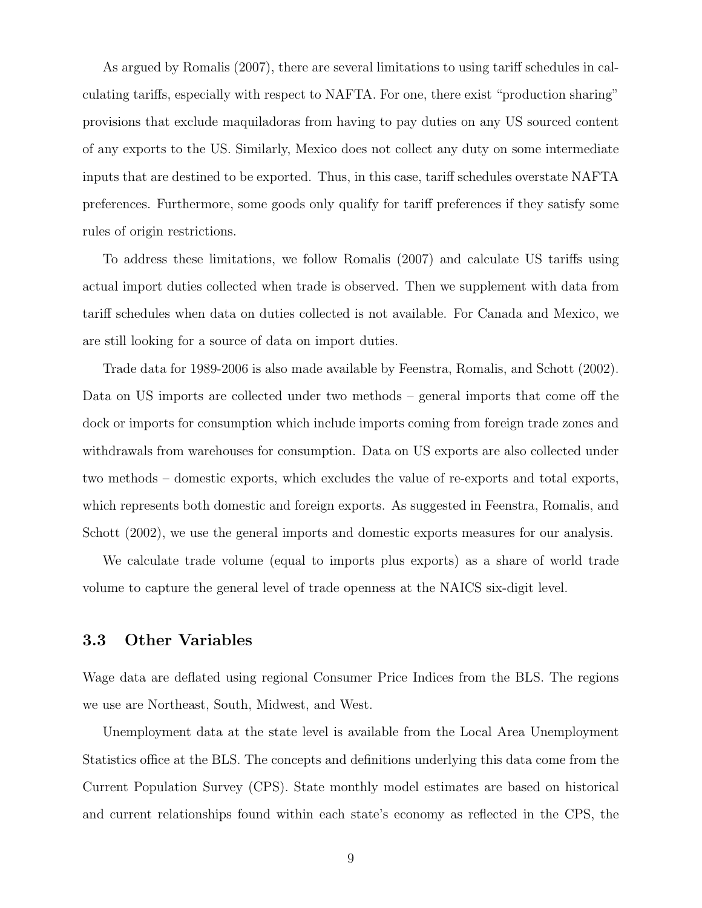As argued by Romalis (2007), there are several limitations to using tariff schedules in calculating tariffs, especially with respect to NAFTA. For one, there exist "production sharing" provisions that exclude maquiladoras from having to pay duties on any US sourced content of any exports to the US. Similarly, Mexico does not collect any duty on some intermediate inputs that are destined to be exported. Thus, in this case, tariff schedules overstate NAFTA preferences. Furthermore, some goods only qualify for tariff preferences if they satisfy some rules of origin restrictions.

To address these limitations, we follow Romalis (2007) and calculate US tariffs using actual import duties collected when trade is observed. Then we supplement with data from tariff schedules when data on duties collected is not available. For Canada and Mexico, we are still looking for a source of data on import duties.

Trade data for 1989-2006 is also made available by Feenstra, Romalis, and Schott (2002). Data on US imports are collected under two methods – general imports that come off the dock or imports for consumption which include imports coming from foreign trade zones and withdrawals from warehouses for consumption. Data on US exports are also collected under two methods – domestic exports, which excludes the value of re-exports and total exports, which represents both domestic and foreign exports. As suggested in Feenstra, Romalis, and Schott (2002), we use the general imports and domestic exports measures for our analysis.

We calculate trade volume (equal to imports plus exports) as a share of world trade volume to capture the general level of trade openness at the NAICS six-digit level.

### 3.3 Other Variables

Wage data are deflated using regional Consumer Price Indices from the BLS. The regions we use are Northeast, South, Midwest, and West.

Unemployment data at the state level is available from the Local Area Unemployment Statistics office at the BLS. The concepts and definitions underlying this data come from the Current Population Survey (CPS). State monthly model estimates are based on historical and current relationships found within each state's economy as reflected in the CPS, the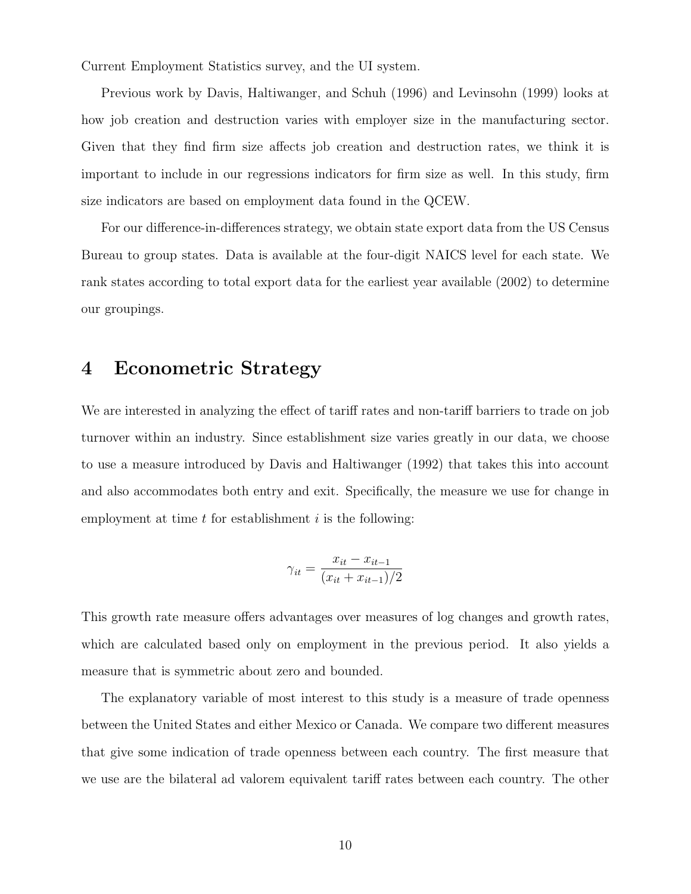Current Employment Statistics survey, and the UI system.

Previous work by Davis, Haltiwanger, and Schuh (1996) and Levinsohn (1999) looks at how job creation and destruction varies with employer size in the manufacturing sector. Given that they find firm size affects job creation and destruction rates, we think it is important to include in our regressions indicators for firm size as well. In this study, firm size indicators are based on employment data found in the QCEW.

For our difference-in-differences strategy, we obtain state export data from the US Census Bureau to group states. Data is available at the four-digit NAICS level for each state. We rank states according to total export data for the earliest year available (2002) to determine our groupings.

# 4 Econometric Strategy

We are interested in analyzing the effect of tariff rates and non-tariff barriers to trade on job turnover within an industry. Since establishment size varies greatly in our data, we choose to use a measure introduced by Davis and Haltiwanger (1992) that takes this into account and also accommodates both entry and exit. Specifically, the measure we use for change in employment at time $t$ for establishment $i$ is the following:

$$\gamma_{it} = \frac{x_{it} - x_{it-1}}{(x_{it} + x_{it-1})/2}$$

This growth rate measure offers advantages over measures of log changes and growth rates, which are calculated based only on employment in the previous period. It also yields a measure that is symmetric about zero and bounded.

The explanatory variable of most interest to this study is a measure of trade openness between the United States and either Mexico or Canada. We compare two different measures that give some indication of trade openness between each country. The first measure that we use are the bilateral ad valorem equivalent tariff rates between each country. The other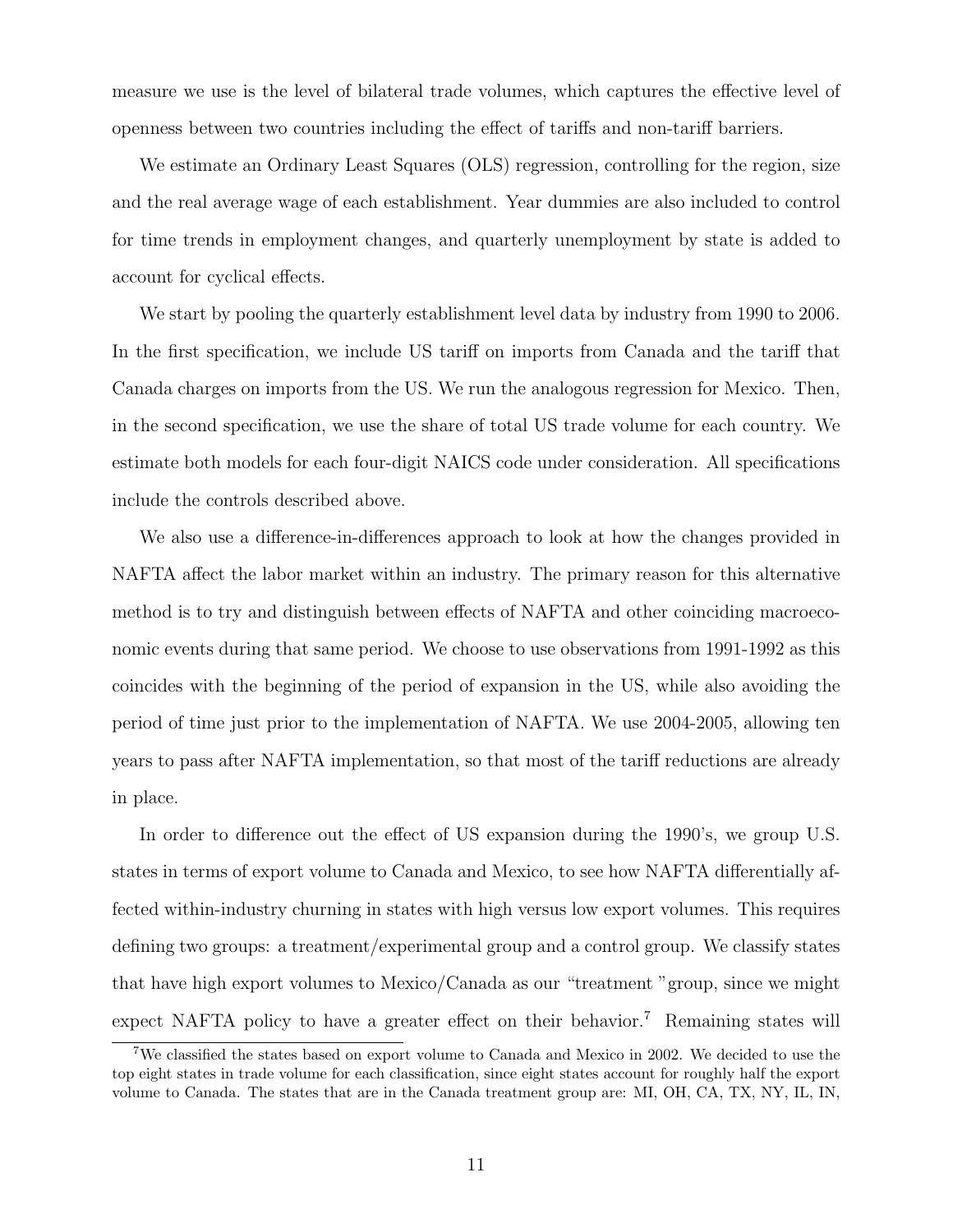measure we use is the level of bilateral trade volumes, which captures the effective level of openness between two countries including the effect of tariffs and non-tariff barriers.

We estimate an Ordinary Least Squares (OLS) regression, controlling for the region, size and the real average wage of each establishment. Year dummies are also included to control for time trends in employment changes, and quarterly unemployment by state is added to account for cyclical effects.

We start by pooling the quarterly establishment level data by industry from 1990 to 2006. In the first specification, we include US tariff on imports from Canada and the tariff that Canada charges on imports from the US. We run the analogous regression for Mexico. Then, in the second specification, we use the share of total US trade volume for each country. We estimate both models for each four-digit NAICS code under consideration. All specifications include the controls described above.

We also use a difference-in-differences approach to look at how the changes provided in NAFTA affect the labor market within an industry. The primary reason for this alternative method is to try and distinguish between effects of NAFTA and other coinciding macroeconomic events during that same period. We choose to use observations from 1991-1992 as this coincides with the beginning of the period of expansion in the US, while also avoiding the period of time just prior to the implementation of NAFTA. We use 2004-2005, allowing ten years to pass after NAFTA implementation, so that most of the tariff reductions are already in place.

In order to difference out the effect of US expansion during the 1990's, we group U.S. states in terms of export volume to Canada and Mexico, to see how NAFTA differentially affected within-industry churning in states with high versus low export volumes. This requires defining two groups: a treatment/experimental group and a control group. We classify states that have high export volumes to Mexico/Canada as our "treatment "group, since we might expect NAFTA policy to have a greater effect on their behavior.[7] Remaining states will

[7] We classified the states based on export volume to Canada and Mexico in 2002. We decided to use the top eight states in trade volume for each classification, since eight states account for roughly half the export volume to Canada. The states that are in the Canada treatment group are: MI, OH, CA, TX, NY, IL, IN,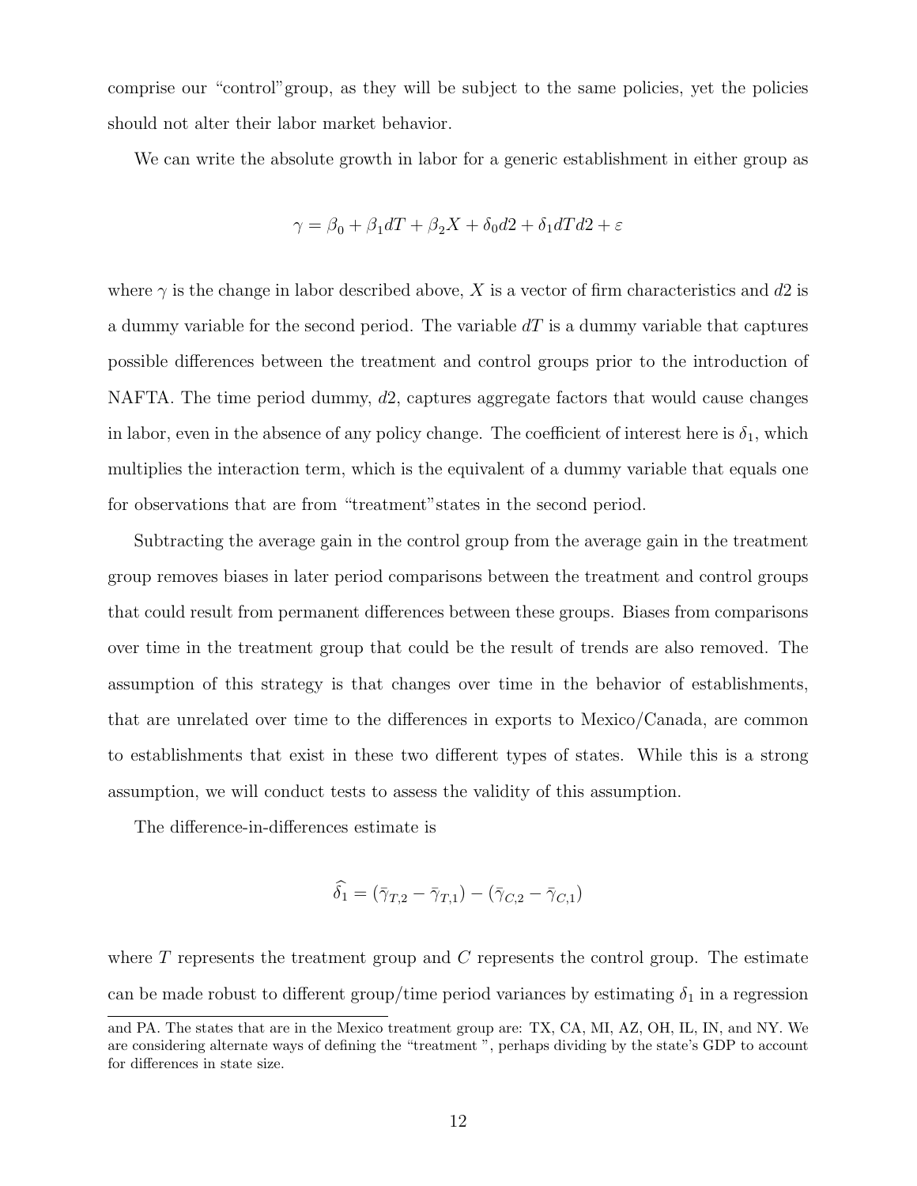comprise our "control"group, as they will be subject to the same policies, yet the policies should not alter their labor market behavior.

We can write the absolute growth in labor for a generic establishment in either group as

$$\gamma = \beta_0 + \beta_1 dT + \beta_2 X + \delta_0 d2 + \delta_1 dT d2 + \varepsilon$$

where $\gamma$ is the change in labor described above, $X$ is a vector of firm characteristics and $d2$ is a dummy variable for the second period. The variable $dT$ is a dummy variable that captures possible differences between the treatment and control groups prior to the introduction of NAFTA. The time period dummy, $d2$, captures aggregate factors that would cause changes in labor, even in the absence of any policy change. The coefficient of interest here is $\delta_1$, which multiplies the interaction term, which is the equivalent of a dummy variable that equals one for observations that are from "treatment"states in the second period.

Subtracting the average gain in the control group from the average gain in the treatment group removes biases in later period comparisons between the treatment and control groups that could result from permanent differences between these groups. Biases from comparisons over time in the treatment group that could be the result of trends are also removed. The assumption of this strategy is that changes over time in the behavior of establishments, that are unrelated over time to the differences in exports to Mexico/Canada, are common to establishments that exist in these two different types of states. While this is a strong assumption, we will conduct tests to assess the validity of this assumption.

The difference-in-differences estimate is

$$\widehat{\delta_1} = (\bar{\gamma}_{T,2} - \bar{\gamma}_{T,1}) - (\bar{\gamma}_{C,2} - \bar{\gamma}_{C,1})$$

where $T$ represents the treatment group and $C$ represents the control group. The estimate can be made robust to different group/time period variances by estimating $\delta_1$ in a regression

and PA. The states that are in the Mexico treatment group are: TX, CA, MI, AZ, OH, IL, IN, and NY. We are considering alternate ways of defining the "treatment ", perhaps dividing by the state's GDP to account for differences in state size.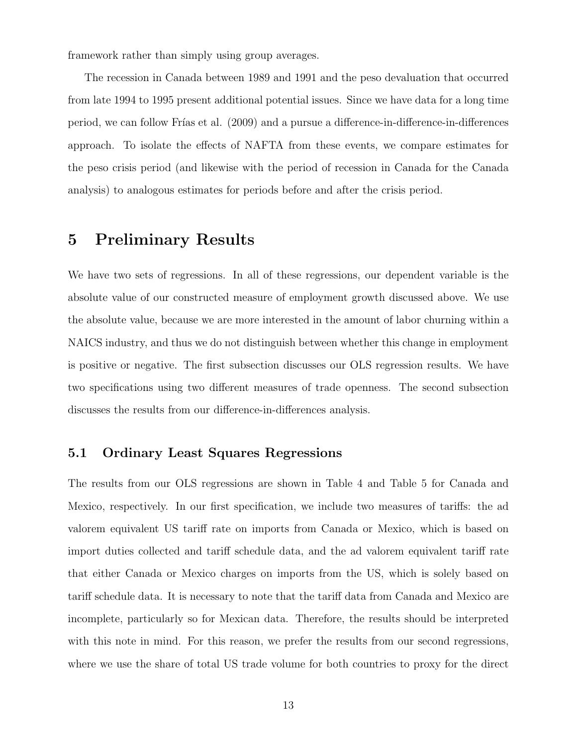framework rather than simply using group averages.

The recession in Canada between 1989 and 1991 and the peso devaluation that occurred from late 1994 to 1995 present additional potential issues. Since we have data for a long time period, we can follow Frías et al. (2009) and a pursue a difference-in-difference-in-differences approach. To isolate the effects of NAFTA from these events, we compare estimates for the peso crisis period (and likewise with the period of recession in Canada for the Canada analysis) to analogous estimates for periods before and after the crisis period.

# 5 Preliminary Results

We have two sets of regressions. In all of these regressions, our dependent variable is the absolute value of our constructed measure of employment growth discussed above. We use the absolute value, because we are more interested in the amount of labor churning within a NAICS industry, and thus we do not distinguish between whether this change in employment is positive or negative. The first subsection discusses our OLS regression results. We have two specifications using two different measures of trade openness. The second subsection discusses the results from our difference-in-differences analysis.

## 5.1 Ordinary Least Squares Regressions

The results from our OLS regressions are shown in Table 4 and Table 5 for Canada and Mexico, respectively. In our first specification, we include two measures of tariffs: the ad valorem equivalent US tariff rate on imports from Canada or Mexico, which is based on import duties collected and tariff schedule data, and the ad valorem equivalent tariff rate that either Canada or Mexico charges on imports from the US, which is solely based on tariff schedule data. It is necessary to note that the tariff data from Canada and Mexico are incomplete, particularly so for Mexican data. Therefore, the results should be interpreted with this note in mind. For this reason, we prefer the results from our second regressions, where we use the share of total US trade volume for both countries to proxy for the direct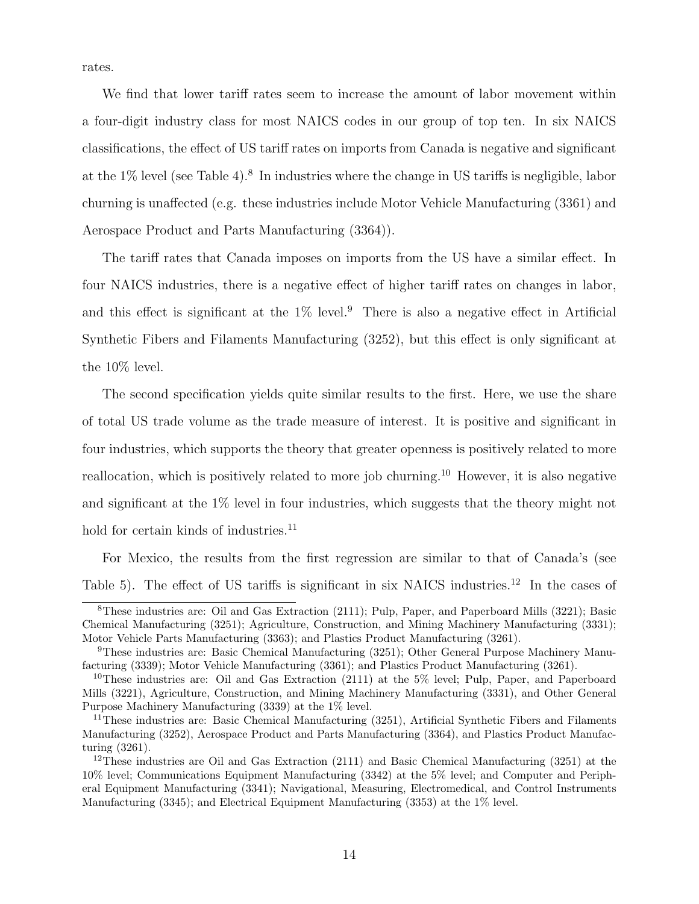rates.

We find that lower tariff rates seem to increase the amount of labor movement within a four-digit industry class for most NAICS codes in our group of top ten. In six NAICS classifications, the effect of US tariff rates on imports from Canada is negative and significant at the 1% level (see Table 4).[8] In industries where the change in US tariffs is negligible, labor churning is unaffected (e.g. these industries include Motor Vehicle Manufacturing (3361) and Aerospace Product and Parts Manufacturing (3364)).

The tariff rates that Canada imposes on imports from the US have a similar effect. In four NAICS industries, there is a negative effect of higher tariff rates on changes in labor, and this effect is significant at the 1% level.[9] There is also a negative effect in Artificial Synthetic Fibers and Filaments Manufacturing (3252), but this effect is only significant at the 10% level.

The second specification yields quite similar results to the first. Here, we use the share of total US trade volume as the trade measure of interest. It is positive and significant in four industries, which supports the theory that greater openness is positively related to more reallocation, which is positively related to more job churning.[10] However, it is also negative and significant at the 1% level in four industries, which suggests that the theory might not hold for certain kinds of industries.[11]

For Mexico, the results from the first regression are similar to that of Canada's (see Table 5). The effect of US tariffs is significant in six NAICS industries.[12] In the cases of

---

[8] These industries are: Oil and Gas Extraction (2111); Pulp, Paper, and Paperboard Mills (3221); Basic Chemical Manufacturing (3251); Agriculture, Construction, and Mining Machinery Manufacturing (3331); Motor Vehicle Parts Manufacturing (3363); and Plastics Product Manufacturing (3261).

[9] These industries are: Basic Chemical Manufacturing (3251); Other General Purpose Machinery Manufacturing (3339); Motor Vehicle Manufacturing (3361); and Plastics Product Manufacturing (3261).

[10] These industries are: Oil and Gas Extraction (2111) at the 5% level; Pulp, Paper, and Paperboard Mills (3221), Agriculture, Construction, and Mining Machinery Manufacturing (3331), and Other General Purpose Machinery Manufacturing (3339) at the 1% level.

[11] These industries are: Basic Chemical Manufacturing (3251), Artificial Synthetic Fibers and Filaments Manufacturing (3252), Aerospace Product and Parts Manufacturing (3364), and Plastics Product Manufacturing (3261).

[12] These industries are Oil and Gas Extraction (2111) and Basic Chemical Manufacturing (3251) at the 10% level; Communications Equipment Manufacturing (3342) at the 5% level; and Computer and Peripheral Equipment Manufacturing (3341); Navigational, Measuring, Electromedical, and Control Instruments Manufacturing (3345); and Electrical Equipment Manufacturing (3353) at the 1% level.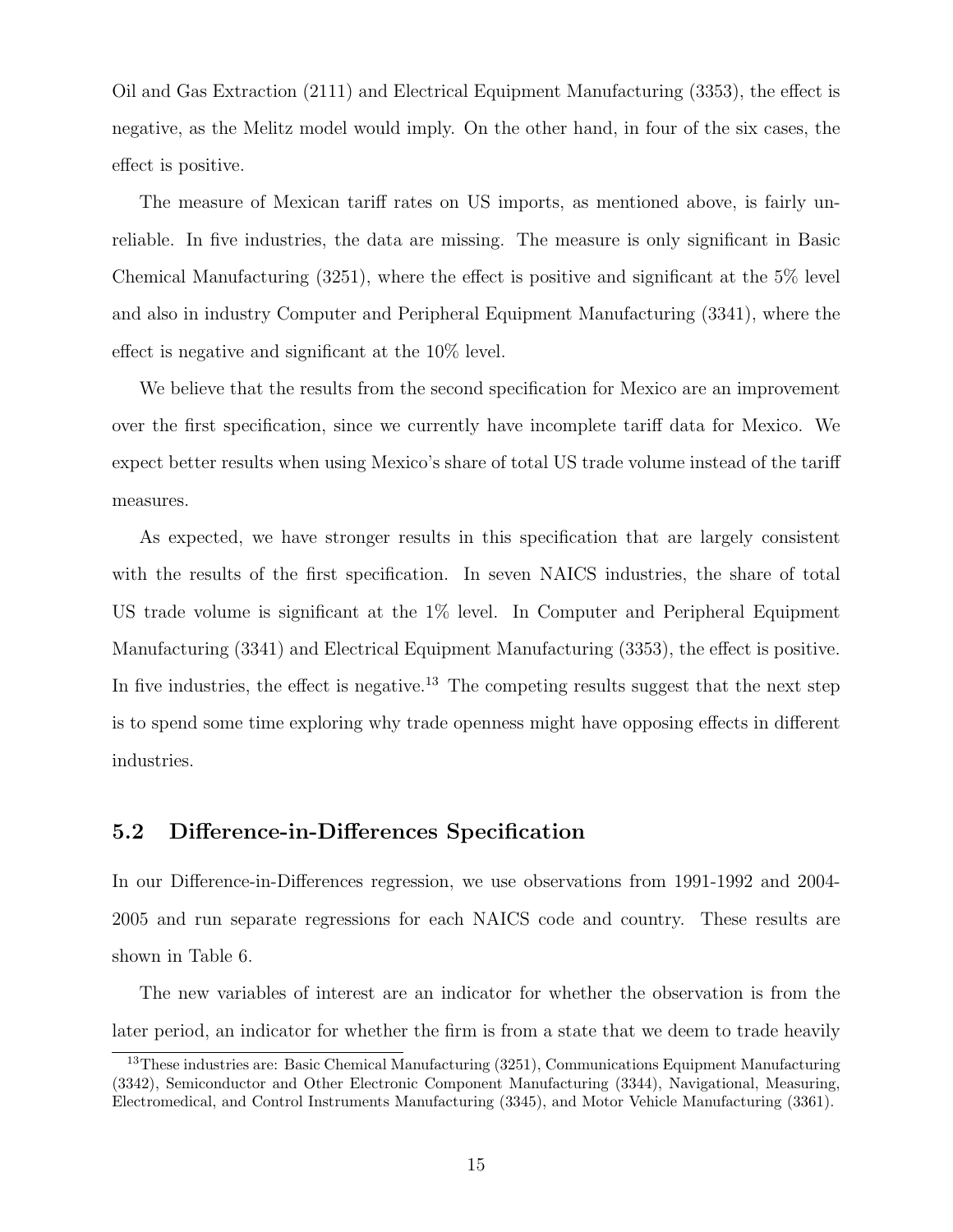Oil and Gas Extraction (2111) and Electrical Equipment Manufacturing (3353), the effect is negative, as the Melitz model would imply. On the other hand, in four of the six cases, the effect is positive.

The measure of Mexican tariff rates on US imports, as mentioned above, is fairly unreliable. In five industries, the data are missing. The measure is only significant in Basic Chemical Manufacturing (3251), where the effect is positive and significant at the 5% level and also in industry Computer and Peripheral Equipment Manufacturing (3341), where the effect is negative and significant at the 10% level.

We believe that the results from the second specification for Mexico are an improvement over the first specification, since we currently have incomplete tariff data for Mexico. We expect better results when using Mexico's share of total US trade volume instead of the tariff measures.

As expected, we have stronger results in this specification that are largely consistent with the results of the first specification. In seven NAICS industries, the share of total US trade volume is significant at the 1% level. In Computer and Peripheral Equipment Manufacturing (3341) and Electrical Equipment Manufacturing (3353), the effect is positive. In five industries, the effect is negative.[13] The competing results suggest that the next step is to spend some time exploring why trade openness might have opposing effects in different industries.

## 5.2 Difference-in-Differences Specification

In our Difference-in-Differences regression, we use observations from 1991-1992 and 2004-2005 and run separate regressions for each NAICS code and country. These results are shown in Table 6.

The new variables of interest are an indicator for whether the observation is from the later period, an indicator for whether the firm is from a state that we deem to trade heavily

[13] These industries are: Basic Chemical Manufacturing (3251), Communications Equipment Manufacturing (3342), Semiconductor and Other Electronic Component Manufacturing (3344), Navigational, Measuring, Electromedical, and Control Instruments Manufacturing (3345), and Motor Vehicle Manufacturing (3361).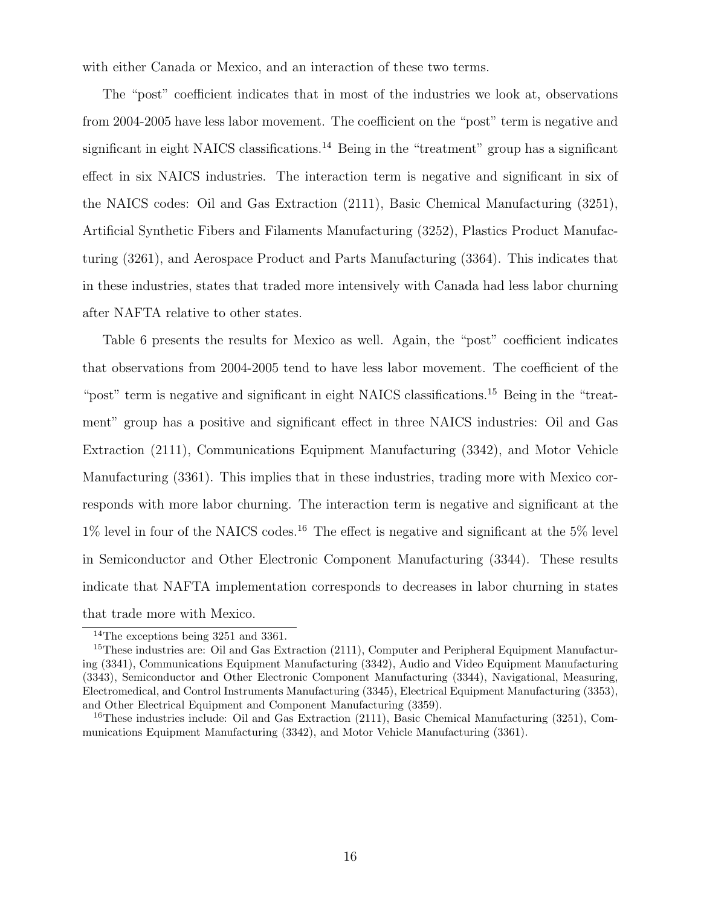with either Canada or Mexico, and an interaction of these two terms.

The "post" coefficient indicates that in most of the industries we look at, observations from 2004-2005 have less labor movement. The coefficient on the "post" term is negative and significant in eight NAICS classifications.[14] Being in the "treatment" group has a significant effect in six NAICS industries. The interaction term is negative and significant in six of the NAICS codes: Oil and Gas Extraction (2111), Basic Chemical Manufacturing (3251), Artificial Synthetic Fibers and Filaments Manufacturing (3252), Plastics Product Manufacturing (3261), and Aerospace Product and Parts Manufacturing (3364). This indicates that in these industries, states that traded more intensively with Canada had less labor churning after NAFTA relative to other states.

Table 6 presents the results for Mexico as well. Again, the "post" coefficient indicates that observations from 2004-2005 tend to have less labor movement. The coefficient of the "post" term is negative and significant in eight NAICS classifications.[15] Being in the "treatment" group has a positive and significant effect in three NAICS industries: Oil and Gas Extraction (2111), Communications Equipment Manufacturing (3342), and Motor Vehicle Manufacturing (3361). This implies that in these industries, trading more with Mexico corresponds with more labor churning. The interaction term is negative and significant at the 1% level in four of the NAICS codes.[16] The effect is negative and significant at the 5% level in Semiconductor and Other Electronic Component Manufacturing (3344). These results indicate that NAFTA implementation corresponds to decreases in labor churning in states that trade more with Mexico.

[14] The exceptions being 3251 and 3361.

[15] These industries are: Oil and Gas Extraction (2111), Computer and Peripheral Equipment Manufacturing (3341), Communications Equipment Manufacturing (3342), Audio and Video Equipment Manufacturing (3343), Semiconductor and Other Electronic Component Manufacturing (3344), Navigational, Measuring, Electromedical, and Control Instruments Manufacturing (3345), Electrical Equipment Manufacturing (3353), and Other Electrical Equipment and Component Manufacturing (3359).

[16] These industries include: Oil and Gas Extraction (2111), Basic Chemical Manufacturing (3251), Communications Equipment Manufacturing (3342), and Motor Vehicle Manufacturing (3361).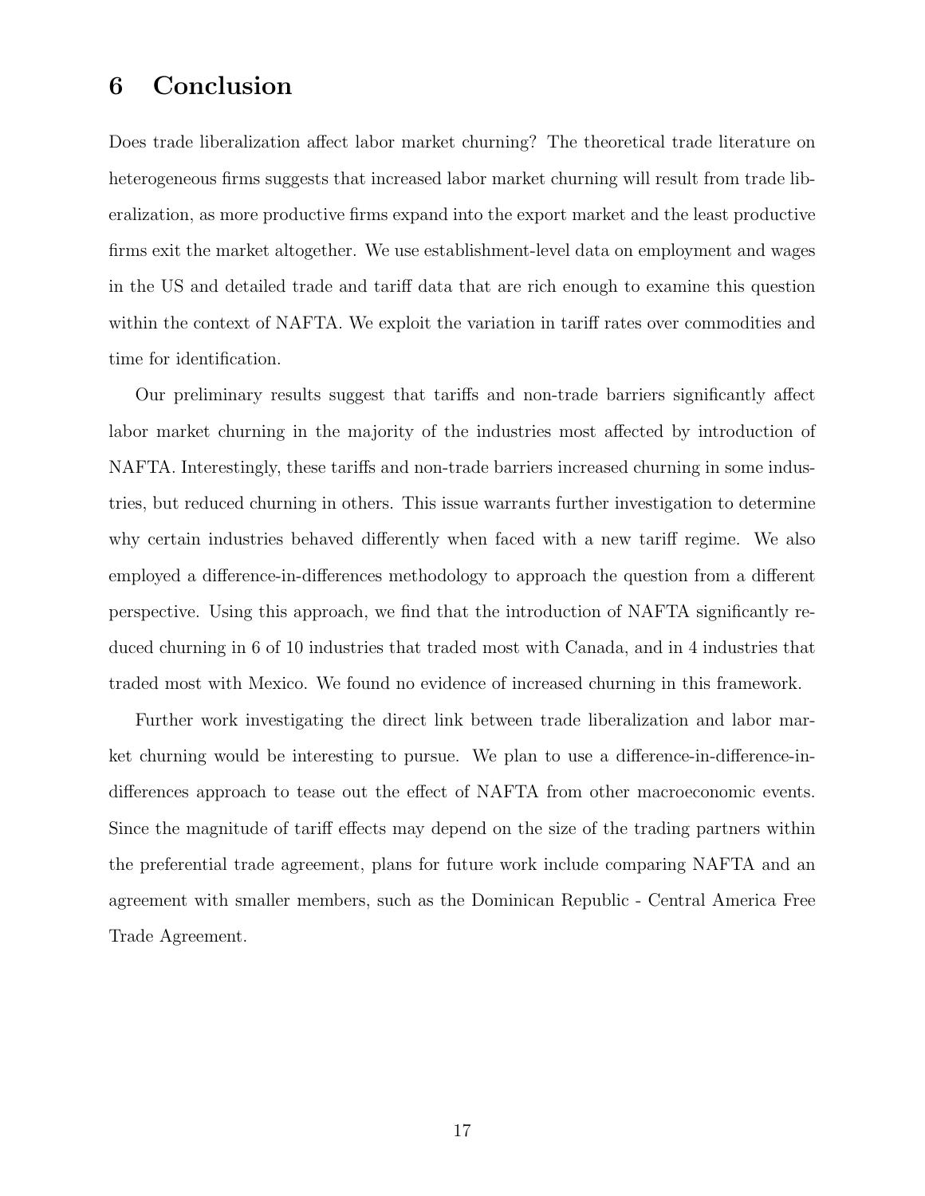# 6 Conclusion

Does trade liberalization affect labor market churning? The theoretical trade literature on heterogeneous firms suggests that increased labor market churning will result from trade liberalization, as more productive firms expand into the export market and the least productive firms exit the market altogether. We use establishment-level data on employment and wages in the US and detailed trade and tariff data that are rich enough to examine this question within the context of NAFTA. We exploit the variation in tariff rates over commodities and time for identification.

Our preliminary results suggest that tariffs and non-trade barriers significantly affect labor market churning in the majority of the industries most affected by introduction of NAFTA. Interestingly, these tariffs and non-trade barriers increased churning in some industries, but reduced churning in others. This issue warrants further investigation to determine why certain industries behaved differently when faced with a new tariff regime. We also employed a difference-in-differences methodology to approach the question from a different perspective. Using this approach, we find that the introduction of NAFTA significantly reduced churning in 6 of 10 industries that traded most with Canada, and in 4 industries that traded most with Mexico. We found no evidence of increased churning in this framework.

Further work investigating the direct link between trade liberalization and labor market churning would be interesting to pursue. We plan to use a difference-in-difference-in-differences approach to tease out the effect of NAFTA from other macroeconomic events. Since the magnitude of tariff effects may depend on the size of the trading partners within the preferential trade agreement, plans for future work include comparing NAFTA and an agreement with smaller members, such as the Dominican Republic - Central America Free Trade Agreement.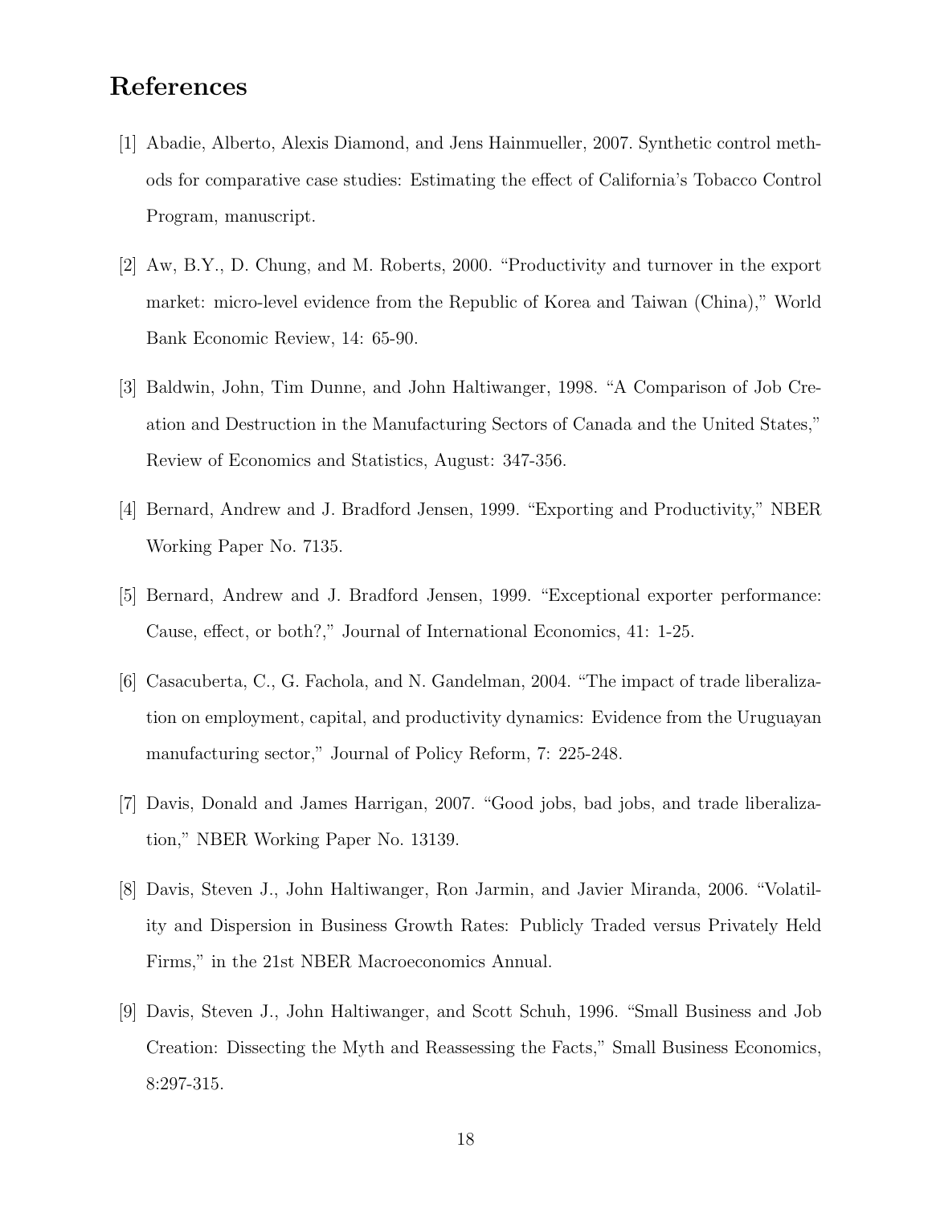# References

[1] Abadie, Alberto, Alexis Diamond, and Jens Hainmueller, 2007. Synthetic control methods for comparative case studies: Estimating the effect of California's Tobacco Control Program, manuscript.

[2] Aw, B.Y., D. Chung, and M. Roberts, 2000. "Productivity and turnover in the export market: micro-level evidence from the Republic of Korea and Taiwan (China)," World Bank Economic Review, 14: 65-90.

[3] Baldwin, John, Tim Dunne, and John Haltiwanger, 1998. "A Comparison of Job Creation and Destruction in the Manufacturing Sectors of Canada and the United States," Review of Economics and Statistics, August: 347-356.

[4] Bernard, Andrew and J. Bradford Jensen, 1999. "Exporting and Productivity," NBER Working Paper No. 7135.

[5] Bernard, Andrew and J. Bradford Jensen, 1999. "Exceptional exporter performance: Cause, effect, or both?," Journal of International Economics, 41: 1-25.

[6] Casacuberta, C., G. Fachola, and N. Gandelman, 2004. "The impact of trade liberalization on employment, capital, and productivity dynamics: Evidence from the Uruguayan manufacturing sector," Journal of Policy Reform, 7: 225-248.

[7] Davis, Donald and James Harrigan, 2007. "Good jobs, bad jobs, and trade liberalization," NBER Working Paper No. 13139.

[8] Davis, Steven J., John Haltiwanger, Ron Jarmin, and Javier Miranda, 2006. "Volatility and Dispersion in Business Growth Rates: Publicly Traded versus Privately Held Firms," in the 21st NBER Macroeconomics Annual.

[9] Davis, Steven J., John Haltiwanger, and Scott Schuh, 1996. "Small Business and Job Creation: Dissecting the Myth and Reassessing the Facts," Small Business Economics, 8:297-315.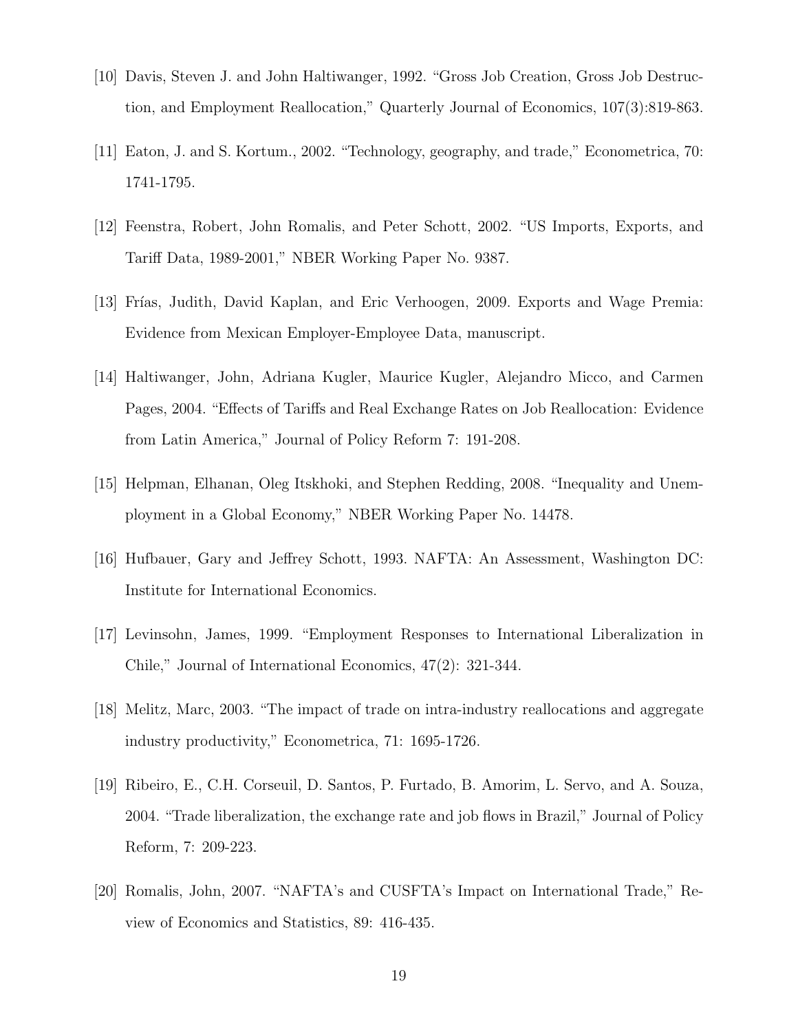[10] Davis, Steven J. and John Haltiwanger, 1992. "Gross Job Creation, Gross Job Destruction, and Employment Reallocation," Quarterly Journal of Economics, 107(3):819-863.

[11] Eaton, J. and S. Kortum., 2002. "Technology, geography, and trade," Econometrica, 70: 1741-1795.

[12] Feenstra, Robert, John Romalis, and Peter Schott, 2002. "US Imports, Exports, and Tariff Data, 1989-2001," NBER Working Paper No. 9387.

[13] Frías, Judith, David Kaplan, and Eric Verhoogen, 2009. Exports and Wage Premia: Evidence from Mexican Employer-Employee Data, manuscript.

[14] Haltiwanger, John, Adriana Kugler, Maurice Kugler, Alejandro Micco, and Carmen Pages, 2004. "Effects of Tariffs and Real Exchange Rates on Job Reallocation: Evidence from Latin America," Journal of Policy Reform 7: 191-208.

[15] Helpman, Elhanan, Oleg Itskhoki, and Stephen Redding, 2008. "Inequality and Unemployment in a Global Economy," NBER Working Paper No. 14478.

[16] Hufbauer, Gary and Jeffrey Schott, 1993. NAFTA: An Assessment, Washington DC: Institute for International Economics.

[17] Levinsohn, James, 1999. "Employment Responses to International Liberalization in Chile," Journal of International Economics, 47(2): 321-344.

[18] Melitz, Marc, 2003. "The impact of trade on intra-industry reallocations and aggregate industry productivity," Econometrica, 71: 1695-1726.

[19] Ribeiro, E., C.H. Corseuil, D. Santos, P. Furtado, B. Amorim, L. Servo, and A. Souza, 2004. "Trade liberalization, the exchange rate and job flows in Brazil," Journal of Policy Reform, 7: 209-223.

[20] Romalis, John, 2007. "NAFTA's and CUSFTA's Impact on International Trade," Review of Economics and Statistics, 89: 416-435.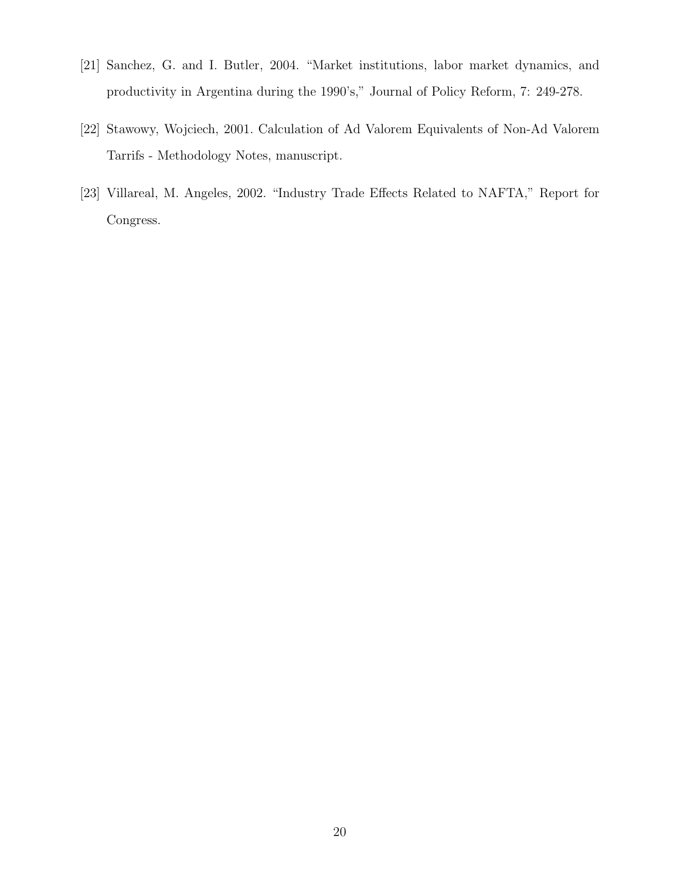[21] Sanchez, G. and I. Butler, 2004. "Market institutions, labor market dynamics, and productivity in Argentina during the 1990's," Journal of Policy Reform, 7: 249-278.

[22] Stawowy, Wojciech, 2001. Calculation of Ad Valorem Equivalents of Non-Ad Valorem Tarrifs - Methodology Notes, manuscript.

[23] Villareal, M. Angeles, 2002. "Industry Trade Effects Related to NAFTA," Report for Congress.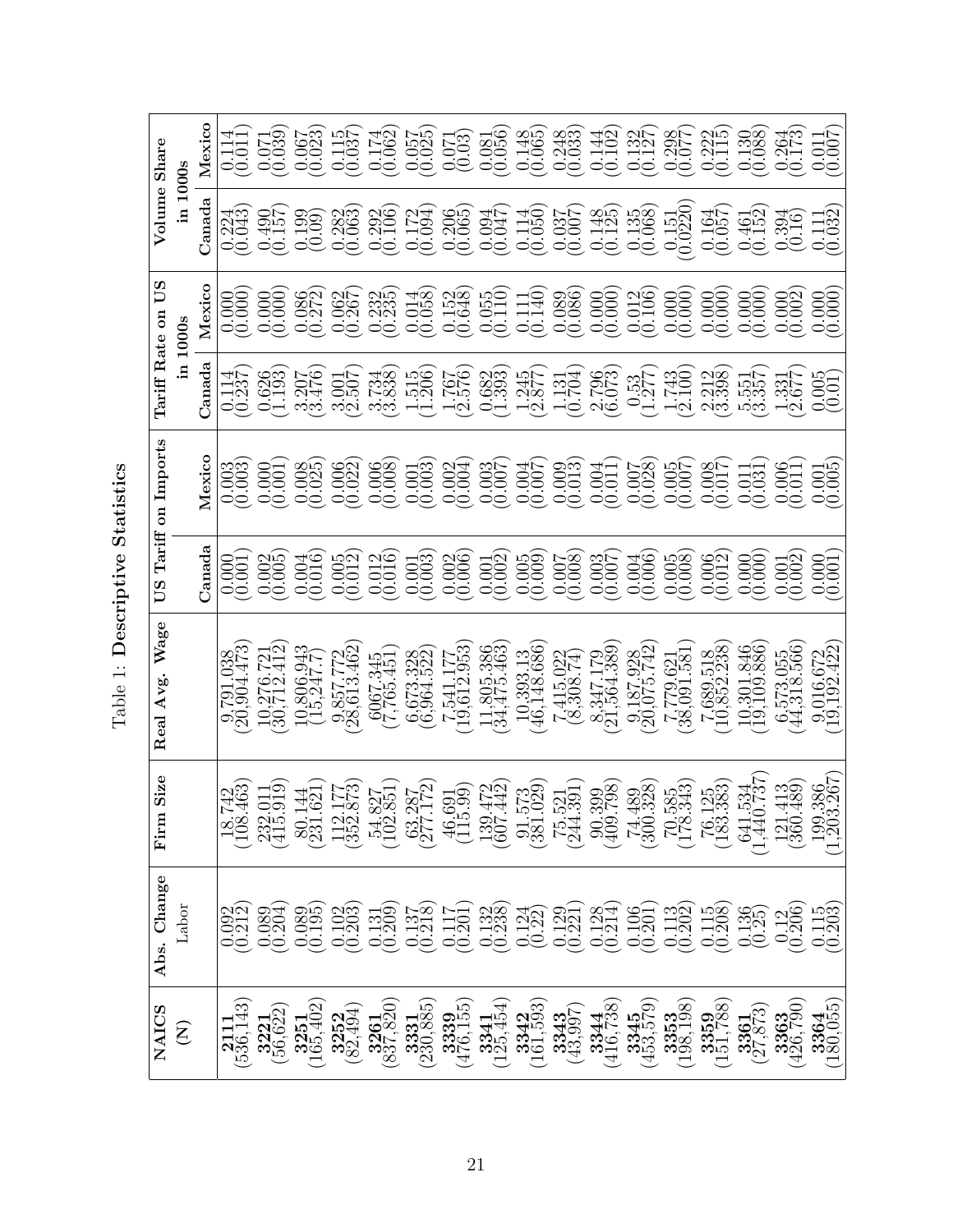Table 1: **Descriptive Statistics**

| NAICS (N) | Abs. Change Labor | Firm Size | Real Avg. Wage | US Tariff on Imports | | Tariff Rate on US in 1000s | | Volume Share in 1000s | |
|---|---|---|---|---|---|---|---|---|---|
| | | | | Canada | Mexico | Canada | Mexico | Canada | Mexico |
| **2111** (536,143) | 0.092 (0.212) | 18.742 (108.463) | 9,791.038 (20,904.473) | 0.000 (0.001) | 0.003 (0.003) | 0.114 (0.237) | 0.000 (0.000) | 0.224 (0.043) | 0.114 (0.011) |
| **3221** (56,622) | 0.089 (0.204) | 232.011 (415.919) | 10,276.721 (30,712.412) | 0.002 (0.005) | 0.000 (0.001) | 0.626 (1.193) | 0.000 (0.000) | 0.490 (0.157) | 0.071 (0.039) |
| **3251** (165,402) | 0.089 (0.195) | 80.144 (231.621) | 10,806.943 (15,247.7) | 0.004 (0.016) | 0.008 (0.025) | 3.207 (3.476) | 0.086 (0.272) | 0.199 (0.09) | 0.067 (0.023) |
| **3252** (82,494) | 0.102 (0.203) | 112.177 (352.873) | 9,857.772 (28,613.462) | 0.005 (0.012) | 0.006 (0.022) | 3.001 (2.507) | 0.062 (0.267) | 0.282 (0.063) | 0.115 (0.037) |
| **3261** (837,820) | 0.131 (0.209) | 54.827 (102.851) | 6067.345 (7,765.451) | 0.012 (0.016) | 0.006 (0.008) | 3.734 (3.838) | 0.232 (0.235) | 0.292 (0.106) | 0.174 (0.062) |
| **3331** (230,885) | 0.137 (0.218) | 63.287 (277.172) | 6,673.328 (6,964.522) | 0.001 (0.003) | 0.001 (0.003) | 1.515 (1.206) | 0.014 (0.058) | 0.172 (0.094) | 0.057 (0.025) |
| **3339** (476,155) | 0.117 (0.201) | 46.691 (115.99) | 7,541.177 (19,612.953) | 0.002 (0.006) | 0.002 (0.004) | 1.767 (2.576) | 0.152 (0.648) | 0.206 (0.065) | 0.071 (0.03) |
| **3341** (125,454) | 0.132 (0.238) | 139.472 (607.442) | 11,805.386 (34,475.463) | 0.001 (0.002) | 0.003 (0.007) | 0.682 (1.393) | 0.055 (0.110) | 0.094 (0.047) | 0.081 (0.056) |
| **3342** (161,593) | 0.124 (0.22) | 91.573 (381.029) | 10,393.13 (46,148.686) | 0.005 (0.009) | 0.004 (0.007) | 1.245 (2.877) | 0.111 (0.140) | 0.114 (0.050) | 0.148 (0.065) |
| **3343** (43,997) | 0.129 (0.221) | 75.521 (244.391) | 7,415.022 (8,308.74) | 0.007 (0.008) | 0.009 (0.013) | 1.131 (0.704) | 0.089 (0.086) | 0.037 (0.007) | 0.248 (0.033) |
| **3344** (416,738) | 0.128 (0.214) | 90.399 (409.798) | 8,347.179 (21,564.389) | 0.003 (0.007) | 0.004 (0.011) | 2.796 (6.073) | 0.000 (0.000) | 0.148 (0.125) | 0.144 (0.102) |
| **3345** (453,579) | 0.106 (0.201) | 74.489 (300.328) | 9,187.928 (20,075.742) | 0.004 (0.006) | 0.007 (0.028) | 0.53 (1.277) | 0.012 (0.106) | 0.135 (0.068) | 0.132 (0.127) |
| **3353** (198,198) | 0.113 (0.202) | 70.585 (178.343) | 7,779.621 (38,091.581) | 0.005 (0.008) | 0.005 (0.007) | 1.743 (2.100) | 0.000 (0.000) | 0.151 (0.0220) | 0.298 (0.077) |
| **3359** (151,788) | 0.115 (0.208) | 76.125 (183.383) | 7,689.518 (10,852.238) | 0.006 (0.012) | 0.008 (0.017) | 2.212 (3.398) | 0.000 (0.000) | 0.164 (0.057) | 0.222 (0.115) |
| **3361** (27,873) | 0.136 (0.25) | 641.534 (1,440.737) | 10,301.846 (19,109.886) | 0.000 (0.000) | 0.011 (0.031) | 5.551 (3.357) | 0.000 (0.000) | 0.461 (0.152) | 0.130 (0.088) |
| **3363** (426,790) | 0.12 (0.206) | 121.413 (360.489) | 6,573.055 (44,318.566) | 0.001 (0.002) | 0.006 (0.011) | 1.331 (2.677) | 0.000 (0.002) | 0.394 (0.16) | 0.264 (0.173) |
| **3364** (180,055) | 0.115 (0.203) | 199.386 (1,203.267) | 9,016.672 (19,192.422) | 0.000 (0.001) | 0.001 (0.005) | 0.005 (0.01) | 0.000 (0.000) | 0.111 (0.032) | 0.011 (0.007) |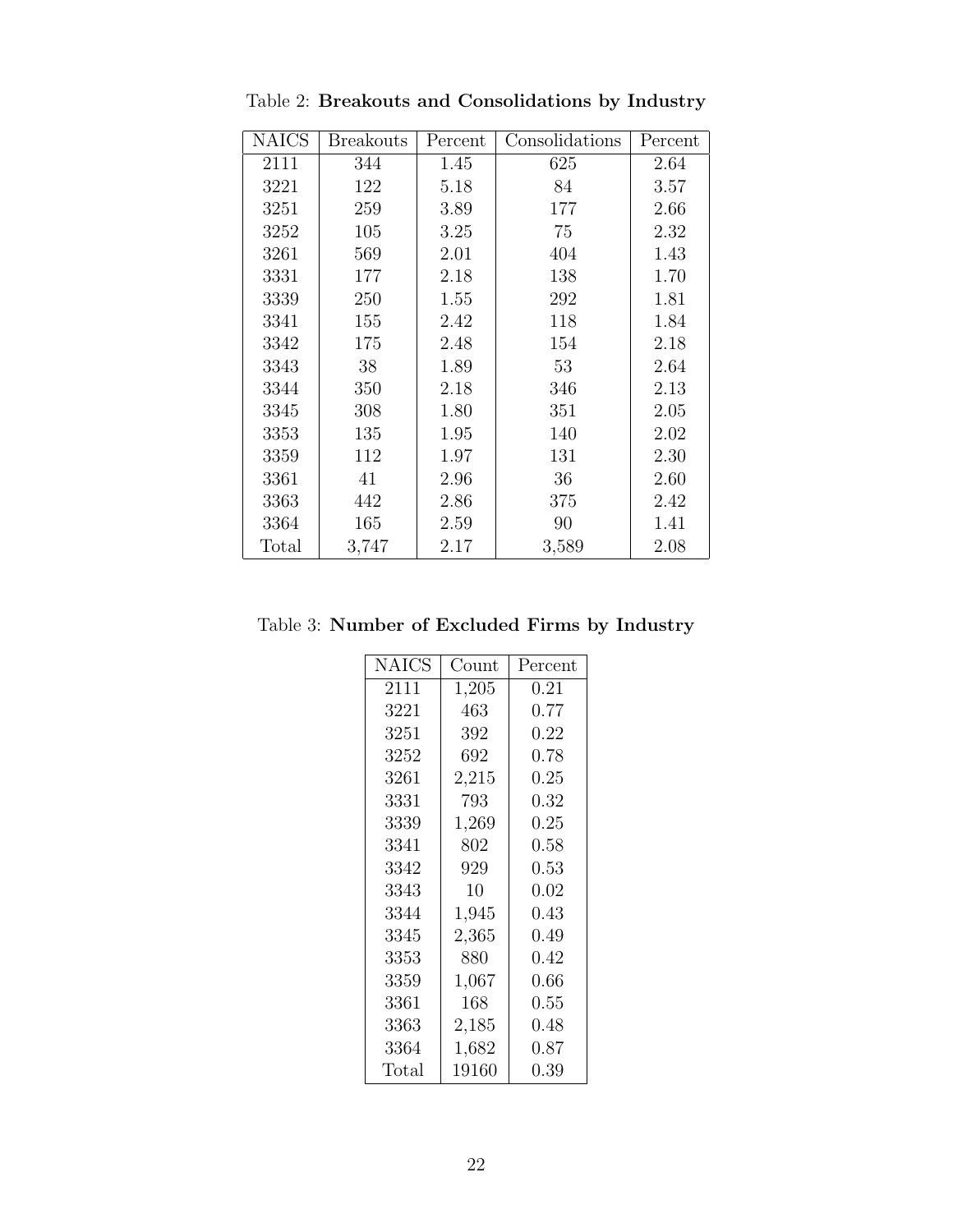Table 2: **Breakouts and Consolidations by Industry**

| NAICS | Breakouts | Percent | Consolidations | Percent |
|---|---|---|---|---|
| 2111 | 344 | 1.45 | 625 | 2.64 |
| 3221 | 122 | 5.18 | 84 | 3.57 |
| 3251 | 259 | 3.89 | 177 | 2.66 |
| 3252 | 105 | 3.25 | 75 | 2.32 |
| 3261 | 569 | 2.01 | 404 | 1.43 |
| 3331 | 177 | 2.18 | 138 | 1.70 |
| 3339 | 250 | 1.55 | 292 | 1.81 |
| 3341 | 155 | 2.42 | 118 | 1.84 |
| 3342 | 175 | 2.48 | 154 | 2.18 |
| 3343 | 38 | 1.89 | 53 | 2.64 |
| 3344 | 350 | 2.18 | 346 | 2.13 |
| 3345 | 308 | 1.80 | 351 | 2.05 |
| 3353 | 135 | 1.95 | 140 | 2.02 |
| 3359 | 112 | 1.97 | 131 | 2.30 |
| 3361 | 41 | 2.96 | 36 | 2.60 |
| 3363 | 442 | 2.86 | 375 | 2.42 |
| 3364 | 165 | 2.59 | 90 | 1.41 |
| Total | 3,747 | 2.17 | 3,589 | 2.08 |

Table 3: **Number of Excluded Firms by Industry**

| NAICS | Count | Percent |
|---|---|---|
| 2111 | 1,205 | 0.21 |
| 3221 | 463 | 0.77 |
| 3251 | 392 | 0.22 |
| 3252 | 692 | 0.78 |
| 3261 | 2,215 | 0.25 |
| 3331 | 793 | 0.32 |
| 3339 | 1,269 | 0.25 |
| 3341 | 802 | 0.58 |
| 3342 | 929 | 0.53 |
| 3343 | 10 | 0.02 |
| 3344 | 1,945 | 0.43 |
| 3345 | 2,365 | 0.49 |
| 3353 | 880 | 0.42 |
| 3359 | 1,067 | 0.66 |
| 3361 | 168 | 0.55 |
| 3363 | 2,185 | 0.48 |
| 3364 | 1,682 | 0.87 |
| Total | 19160 | 0.39 |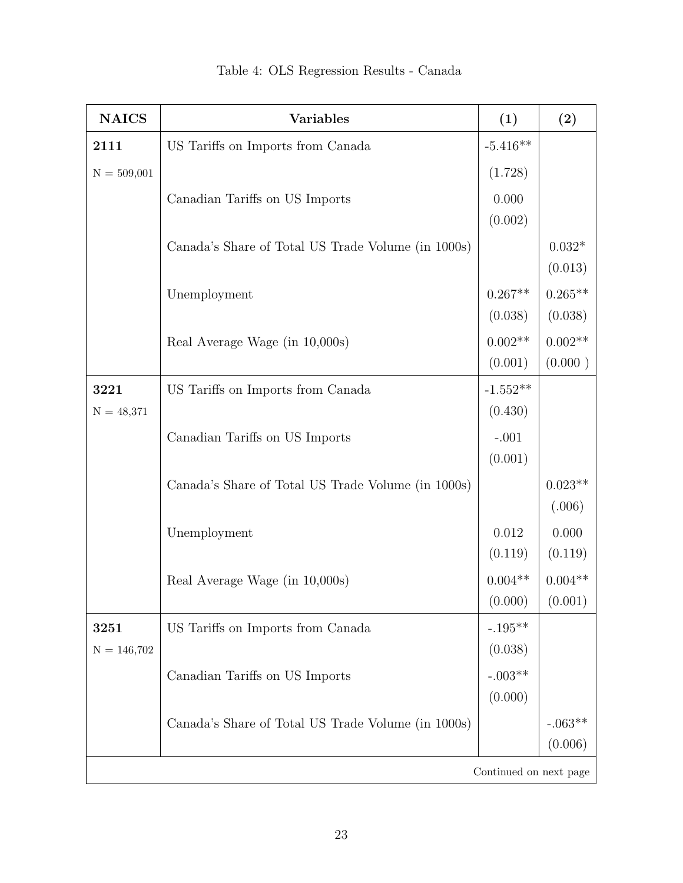Table 4: OLS Regression Results - Canada

| **NAICS** | **Variables** | **(1)** | **(2)** |
|---|---|---|---|
| **2111** | US Tariffs on Imports from Canada | -5.416** | |
| N = 509,001 | | (1.728) | |
| | Canadian Tariffs on US Imports | 0.000 | |
| | | (0.002) | |
| | Canada's Share of Total US Trade Volume (in 1000s) | | 0.032* |
| | | | (0.013) |
| | Unemployment | 0.267** | 0.265** |
| | | (0.038) | (0.038) |
| | Real Average Wage (in 10,000s) | 0.002** | 0.002** |
| | | (0.001) | (0.000 ) |
| **3221** | US Tariffs on Imports from Canada | -1.552** | |
| N = 48,371 | | (0.430) | |
| | Canadian Tariffs on US Imports | -.001 | |
| | | (0.001) | |
| | Canada's Share of Total US Trade Volume (in 1000s) | | 0.023** |
| | | | (.006) |
| | Unemployment | 0.012 | 0.000 |
| | | (0.119) | (0.119) |
| | Real Average Wage (in 10,000s) | 0.004** | 0.004** |
| | | (0.000) | (0.001) |
| **3251** | US Tariffs on Imports from Canada | -.195** | |
| N = 146,702 | | (0.038) | |
| | Canadian Tariffs on US Imports | -.003** | |
| | | (0.000) | |
| | Canada's Share of Total US Trade Volume (in 1000s) | | -.063** |
| | | | (0.006) |
| Continued on next page | | | |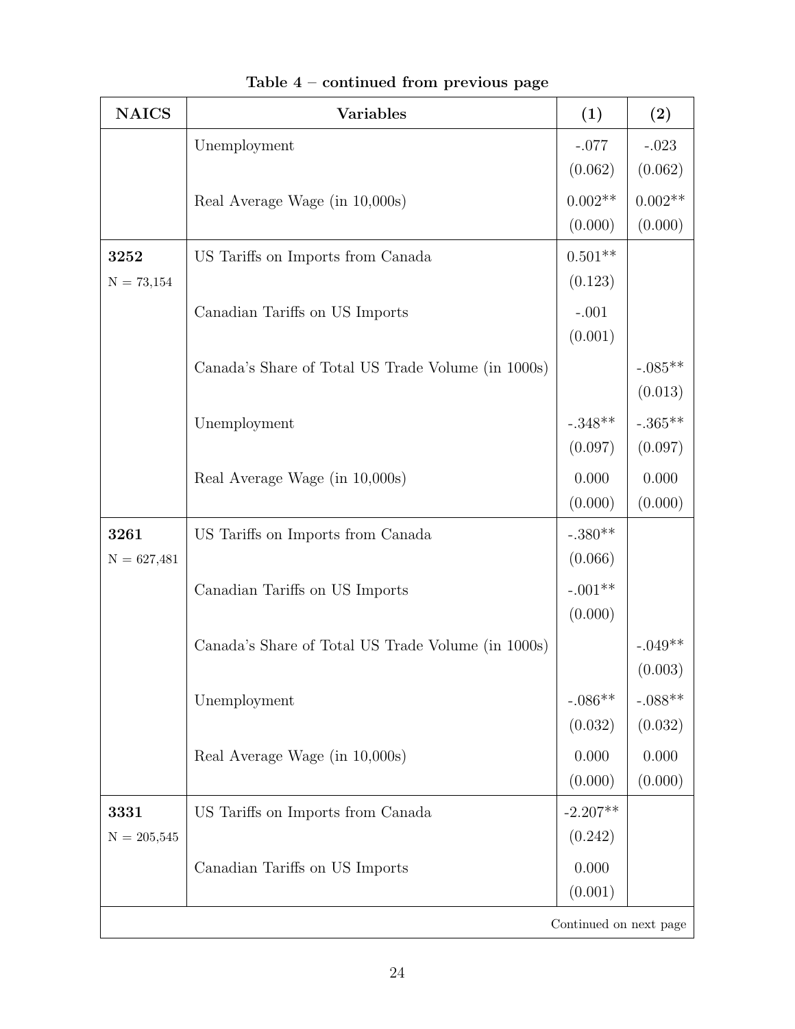**Table 4 – continued from previous page**

| NAICS | Variables | (1) | (2) |
|---|---|---|---|
| | Unemployment | -.077 | -.023 |
| | | (0.062) | (0.062) |
| | Real Average Wage (in 10,000s) | 0.002** | 0.002** |
| | | (0.000) | (0.000) |
| **3252** | US Tariffs on Imports from Canada | 0.501** | |
| N = 73,154 | | (0.123) | |
| | Canadian Tariffs on US Imports | -.001 | |
| | | (0.001) | |
| | Canada's Share of Total US Trade Volume (in 1000s) | | -.085** |
| | | | (0.013) |
| | Unemployment | -.348** | -.365** |
| | | (0.097) | (0.097) |
| | Real Average Wage (in 10,000s) | 0.000 | 0.000 |
| | | (0.000) | (0.000) |
| **3261** | US Tariffs on Imports from Canada | -.380** | |
| N = 627,481 | | (0.066) | |
| | Canadian Tariffs on US Imports | -.001** | |
| | | (0.000) | |
| | Canada's Share of Total US Trade Volume (in 1000s) | | -.049** |
| | | | (0.003) |
| | Unemployment | -.086** | -.088** |
| | | (0.032) | (0.032) |
| | Real Average Wage (in 10,000s) | 0.000 | 0.000 |
| | | (0.000) | (0.000) |
| **3331** | US Tariffs on Imports from Canada | -2.207** | |
| N = 205,545 | | (0.242) | |
| | Canadian Tariffs on US Imports | 0.000 | |
| | | (0.001) | |

Continued on next page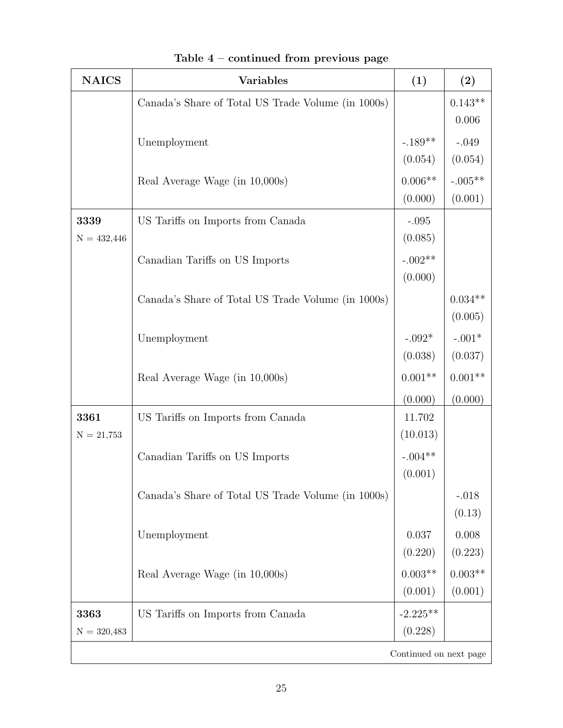**Table 4 – continued from previous page**

| NAICS | Variables | (1) | (2) |
|---|---|---|---|
| | Canada's Share of Total US Trade Volume (in 1000s) | | 0.143** |
| | | | 0.006 |
| | Unemployment | -.189** | -.049 |
| | | (0.054) | (0.054) |
| | Real Average Wage (in 10,000s) | 0.006** | -.005** |
| | | (0.000) | (0.001) |
| **3339** | US Tariffs on Imports from Canada | -.095 | |
| N = 432,446 | | (0.085) | |
| | Canadian Tariffs on US Imports | -.002** | |
| | | (0.000) | |
| | Canada's Share of Total US Trade Volume (in 1000s) | | 0.034** |
| | | | (0.005) |
| | Unemployment | -.092* | -.001* |
| | | (0.038) | (0.037) |
| | Real Average Wage (in 10,000s) | 0.001** | 0.001** |
| | | (0.000) | (0.000) |
| **3361** | US Tariffs on Imports from Canada | 11.702 | |
| N = 21,753 | | (10.013) | |
| | Canadian Tariffs on US Imports | -.004** | |
| | | (0.001) | |
| | Canada's Share of Total US Trade Volume (in 1000s) | | -.018 |
| | | | (0.13) |
| | Unemployment | 0.037 | 0.008 |
| | | (0.220) | (0.223) |
| | Real Average Wage (in 10,000s) | 0.003** | 0.003** |
| | | (0.001) | (0.001) |
| **3363** | US Tariffs on Imports from Canada | -2.225** | |
| N = 320,483 | | (0.228) | |

Continued on next page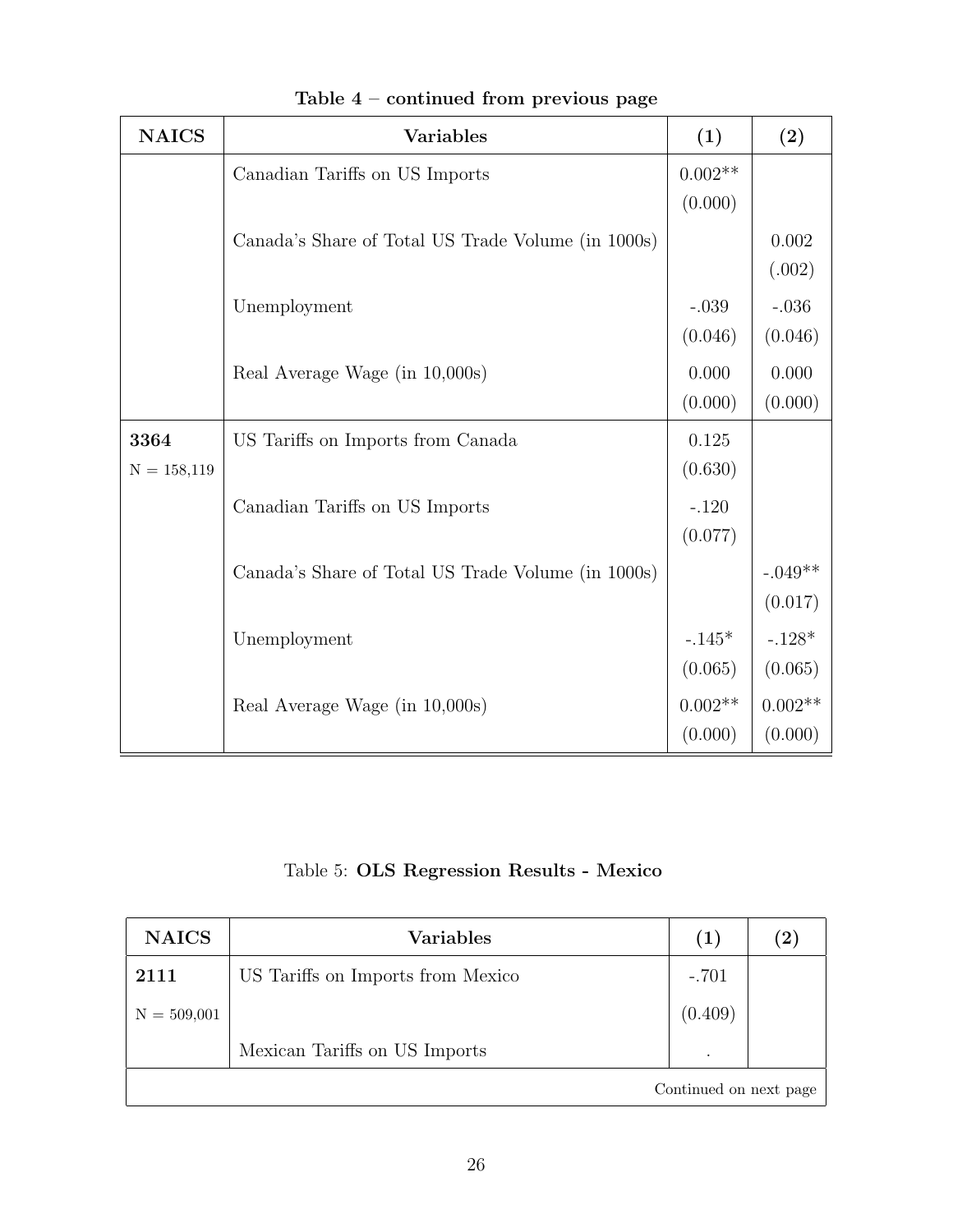**Table 4 – continued from previous page**

| NAICS | Variables | (1) | (2) |
|---|---|---|---|
| | Canadian Tariffs on US Imports | 0.002** | |
| | | (0.000) | |
| | Canada's Share of Total US Trade Volume (in 1000s) | | 0.002 |
| | | | (.002) |
| | Unemployment | -.039 | -.036 |
| | | (0.046) | (0.046) |
| | Real Average Wage (in 10,000s) | 0.000 | 0.000 |
| | | (0.000) | (0.000) |
| **3364** | US Tariffs on Imports from Canada | 0.125 | |
| N = 158,119 | | (0.630) | |
| | Canadian Tariffs on US Imports | -.120 | |
| | | (0.077) | |
| | Canada's Share of Total US Trade Volume (in 1000s) | | -.049** |
| | | | (0.017) |
| | Unemployment | -.145* | -.128* |
| | | (0.065) | (0.065) |
| | Real Average Wage (in 10,000s) | 0.002** | 0.002** |
| | | (0.000) | (0.000) |

Table 5: **OLS Regression Results - Mexico**

| NAICS | Variables | (1) | (2) |
|---|---|---|---|
| **2111** | US Tariffs on Imports from Mexico | -.701 | |
| N = 509,001 | | (0.409) | |
| | Mexican Tariffs on US Imports | . | |

Continued on next page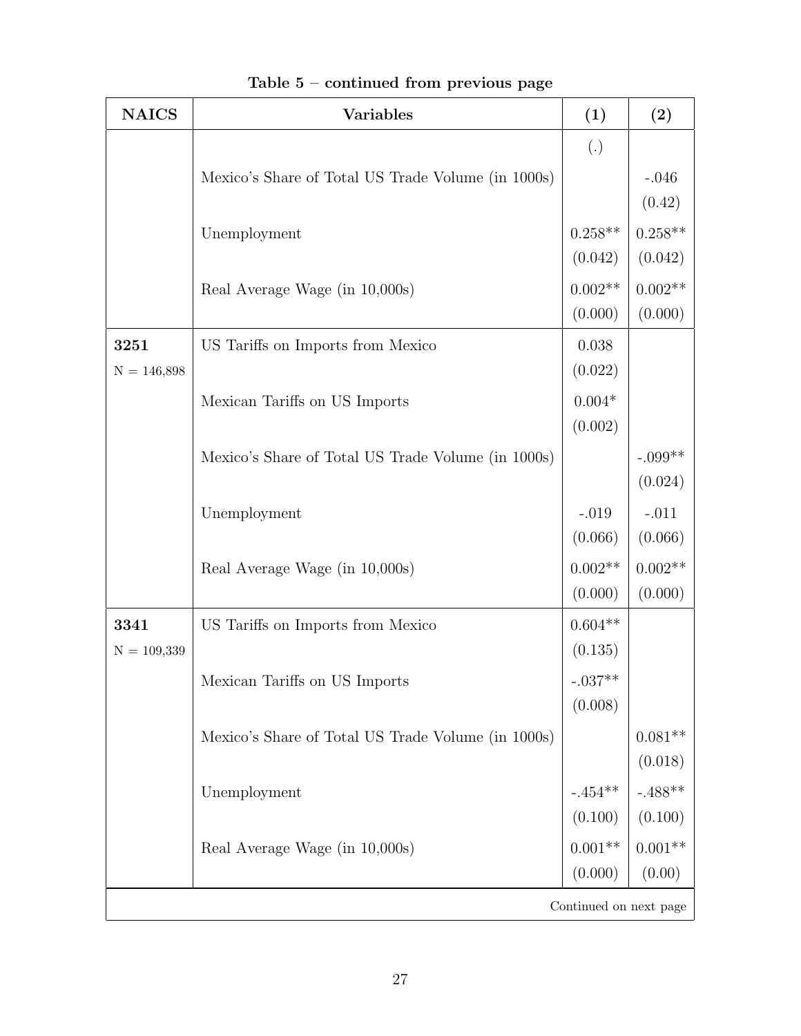**Table 5 – continued from previous page**

| NAICS | Variables | (1) | (2) |
|---|---|---|---|
| | | (.) | |
| | Mexico's Share of Total US Trade Volume (in 1000s) | | -.046 |
| | | | (0.42) |
| | Unemployment | 0.258** | 0.258** |
| | | (0.042) | (0.042) |
| | Real Average Wage (in 10,000s) | 0.002** | 0.002** |
| | | (0.000) | (0.000) |
| **3251** | US Tariffs on Imports from Mexico | 0.038 | |
| N = 146,898 | | (0.022) | |
| | Mexican Tariffs on US Imports | 0.004* | |
| | | (0.002) | |
| | Mexico's Share of Total US Trade Volume (in 1000s) | | -.099** |
| | | | (0.024) |
| | Unemployment | -.019 | -.011 |
| | | (0.066) | (0.066) |
| | Real Average Wage (in 10,000s) | 0.002** | 0.002** |
| | | (0.000) | (0.000) |
| **3341** | US Tariffs on Imports from Mexico | 0.604** | |
| N = 109,339 | | (0.135) | |
| | Mexican Tariffs on US Imports | -.037** | |
| | | (0.008) | |
| | Mexico's Share of Total US Trade Volume (in 1000s) | | 0.081** |
| | | | (0.018) |
| | Unemployment | -.454** | -.488** |
| | | (0.100) | (0.100) |
| | Real Average Wage (in 10,000s) | 0.001** | 0.001** |
| | | (0.000) | (0.00) |

Continued on next page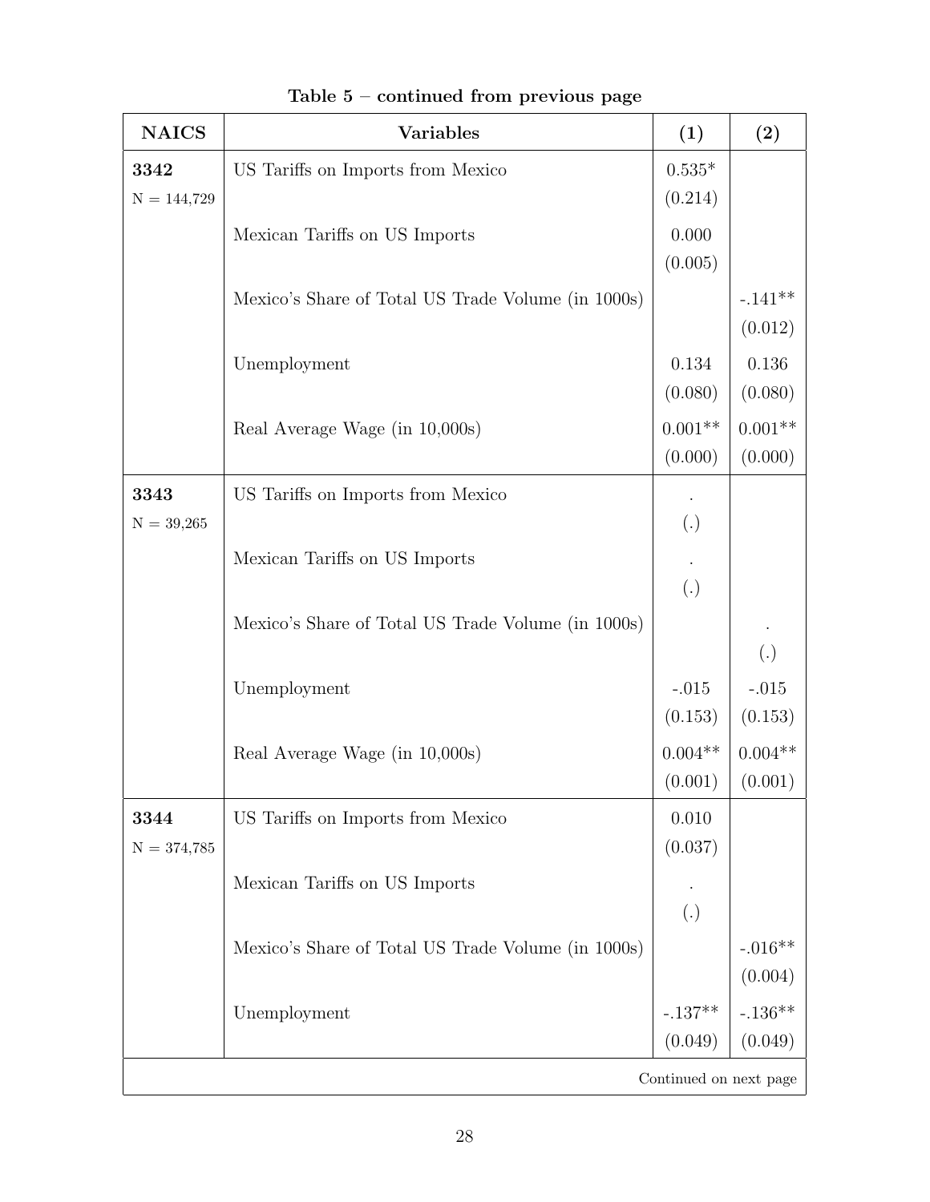**Table 5 – continued from previous page**

| NAICS | Variables | (1) | (2) |
|---|---|---|---|
| **3342** | US Tariffs on Imports from Mexico | 0.535* | |
| N = 144,729 | | (0.214) | |
| | Mexican Tariffs on US Imports | 0.000 | |
| | | (0.005) | |
| | Mexico's Share of Total US Trade Volume (in 1000s) | | -.141** |
| | | | (0.012) |
| | Unemployment | 0.134 | 0.136 |
| | | (0.080) | (0.080) |
| | Real Average Wage (in 10,000s) | 0.001** | 0.001** |
| | | (0.000) | (0.000) |
| **3343** | US Tariffs on Imports from Mexico | . | |
| N = 39,265 | | (.) | |
| | Mexican Tariffs on US Imports | . | |
| | | (.) | |
| | Mexico's Share of Total US Trade Volume (in 1000s) | | . |
| | | | (.) |
| | Unemployment | -.015 | -.015 |
| | | (0.153) | (0.153) |
| | Real Average Wage (in 10,000s) | 0.004** | 0.004** |
| | | (0.001) | (0.001) |
| **3344** | US Tariffs on Imports from Mexico | 0.010 | |
| N = 374,785 | | (0.037) | |
| | Mexican Tariffs on US Imports | . | |
| | | (.) | |
| | Mexico's Share of Total US Trade Volume (in 1000s) | | -.016** |
| | | | (0.004) |
| | Unemployment | -.137** | -.136** |
| | | (0.049) | (0.049) |

Continued on next page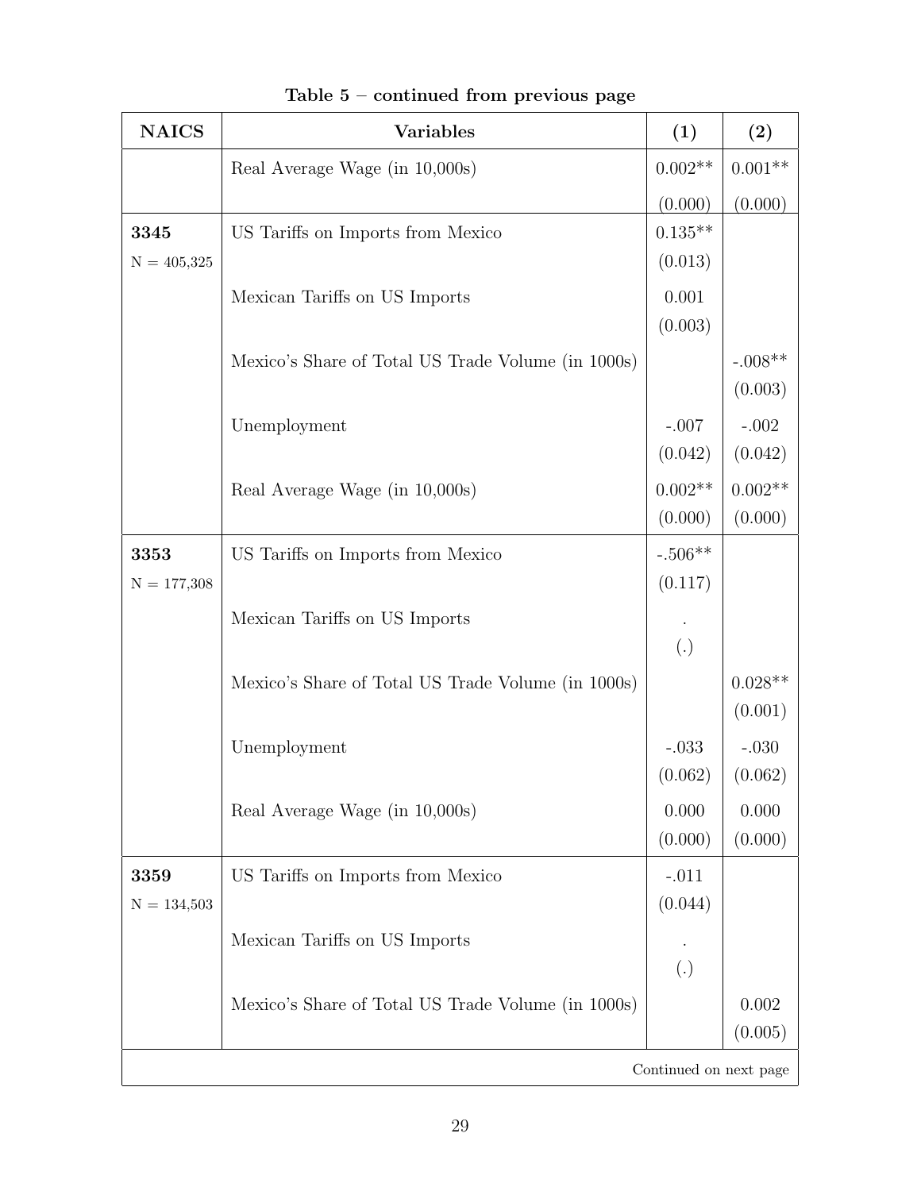**Table 5 – continued from previous page**

| NAICS | Variables | (1) | (2) |
|---|---|---|---|
| | Real Average Wage (in 10,000s) | 0.002** | 0.001** |
| | | (0.000) | (0.000) |
| **3345** | US Tariffs on Imports from Mexico | 0.135** | |
| N = 405,325 | | (0.013) | |
| | Mexican Tariffs on US Imports | 0.001 | |
| | | (0.003) | |
| | Mexico's Share of Total US Trade Volume (in 1000s) | | -.008** |
| | | | (0.003) |
| | Unemployment | -.007 | -.002 |
| | | (0.042) | (0.042) |
| | Real Average Wage (in 10,000s) | 0.002** | 0.002** |
| | | (0.000) | (0.000) |
| **3353** | US Tariffs on Imports from Mexico | -.506** | |
| N = 177,308 | | (0.117) | |
| | Mexican Tariffs on US Imports | . | |
| | | (.) | |
| | Mexico's Share of Total US Trade Volume (in 1000s) | | 0.028** |
| | | | (0.001) |
| | Unemployment | -.033 | -.030 |
| | | (0.062) | (0.062) |
| | Real Average Wage (in 10,000s) | 0.000 | 0.000 |
| | | (0.000) | (0.000) |
| **3359** | US Tariffs on Imports from Mexico | -.011 | |
| N = 134,503 | | (0.044) | |
| | Mexican Tariffs on US Imports | . | |
| | | (.) | |
| | Mexico's Share of Total US Trade Volume (in 1000s) | | 0.002 |
| | | | (0.005) |

Continued on next page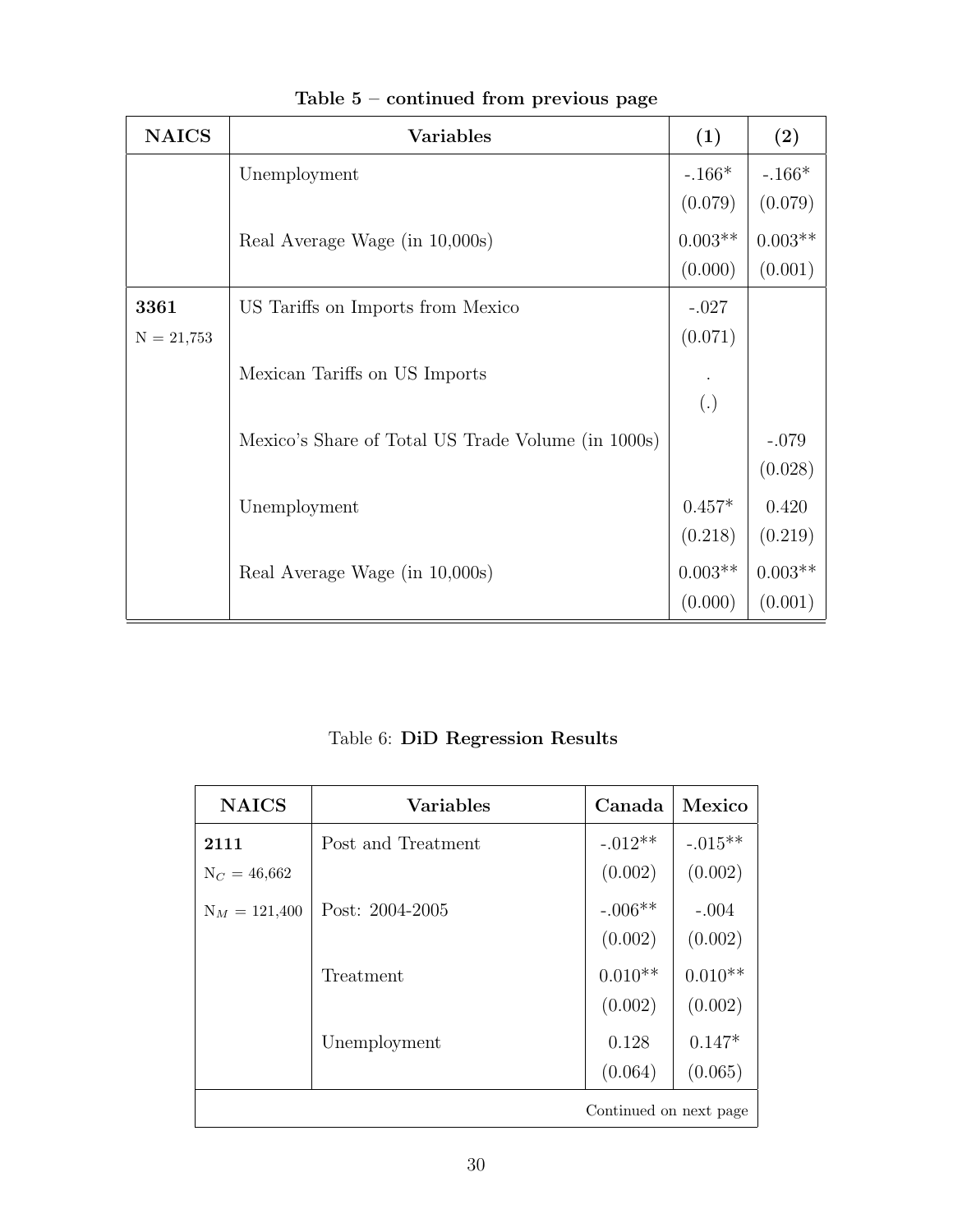**Table 5 – continued from previous page**

| NAICS | Variables | (1) | (2) |
|---|---|---|---|
| | Unemployment | -.166* | -.166* |
| | | (0.079) | (0.079) |
| | Real Average Wage (in 10,000s) | 0.003** | 0.003** |
| | | (0.000) | (0.001) |
| **3361** | US Tariffs on Imports from Mexico | -.027 | |
| N = 21,753 | | (0.071) | |
| | Mexican Tariffs on US Imports | . | |
| | | (.) | |
| | Mexico's Share of Total US Trade Volume (in 1000s) | | -.079 |
| | | | (0.028) |
| | Unemployment | 0.457* | 0.420 |
| | | (0.218) | (0.219) |
| | Real Average Wage (in 10,000s) | 0.003** | 0.003** |
| | | (0.000) | (0.001) |

Table 6: **DiD Regression Results**

| NAICS | Variables | Canada | Mexico |
|---|---|---|---|
| **2111** | Post and Treatment | -.012** | -.015** |
| $N_C$ = 46,662 | | (0.002) | (0.002) |
| $N_M$ = 121,400 | Post: 2004-2005 | -.006** | -.004 |
| | | (0.002) | (0.002) |
| | Treatment | 0.010** | 0.010** |
| | | (0.002) | (0.002) |
| | Unemployment | 0.128 | 0.147* |
| | | (0.064) | (0.065) |

Continued on next page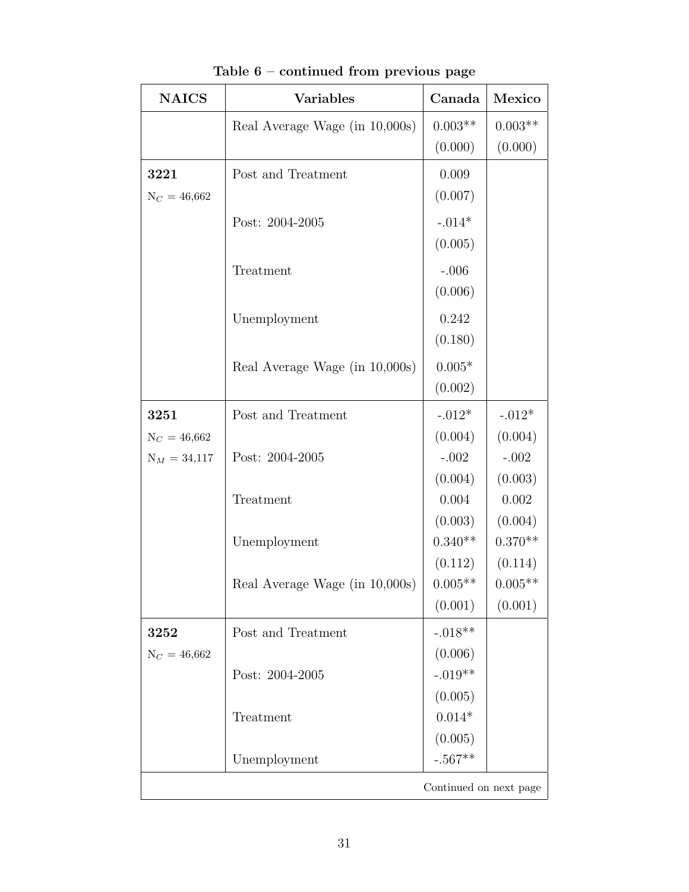**Table 6 – continued from previous page**

| NAICS | Variables | Canada | Mexico |
|---|---|---|---|
| | Real Average Wage (in 10,000s) | 0.003** | 0.003** |
| | | (0.000) | (0.000) |
| **3221** | Post and Treatment | 0.009 | |
| $N_C$ = 46,662 | | (0.007) | |
| | Post: 2004-2005 | -.014* | |
| | | (0.005) | |
| | Treatment | -.006 | |
| | | (0.006) | |
| | Unemployment | 0.242 | |
| | | (0.180) | |
| | Real Average Wage (in 10,000s) | 0.005* | |
| | | (0.002) | |
| **3251** | Post and Treatment | -.012* | -.012* |
| $N_C$ = 46,662 | | (0.004) | (0.004) |
| $N_M$ = 34,117 | Post: 2004-2005 | -.002 | -.002 |
| | | (0.004) | (0.003) |
| | Treatment | 0.004 | 0.002 |
| | | (0.003) | (0.004) |
| | Unemployment | 0.340** | 0.370** |
| | | (0.112) | (0.114) |
| | Real Average Wage (in 10,000s) | 0.005** | 0.005** |
| | | (0.001) | (0.001) |
| **3252** | Post and Treatment | -.018** | |
| $N_C$ = 46,662 | | (0.006) | |
| | Post: 2004-2005 | -.019** | |
| | | (0.005) | |
| | Treatment | 0.014* | |
| | | (0.005) | |
| | Unemployment | -.567** | |

Continued on next page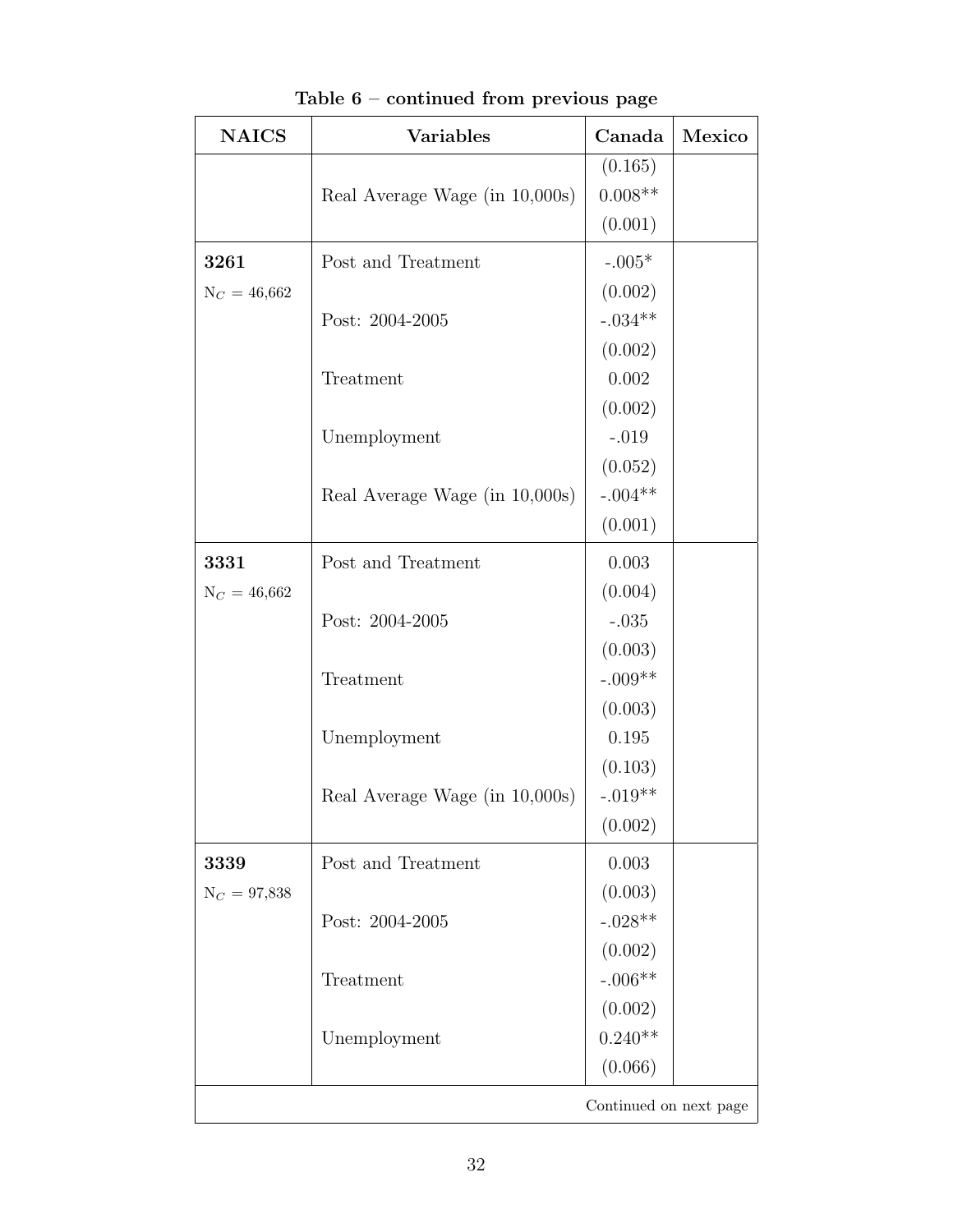**Table 6 – continued from previous page**

| NAICS | Variables | Canada | Mexico |
|---|---|---|---|
| | | (0.165) | |
| | Real Average Wage (in 10,000s) | 0.008** | |
| | | (0.001) | |
| **3261** | Post and Treatment | -.005* | |
| $N_C$ = 46,662 | | (0.002) | |
| | Post: 2004-2005 | -.034** | |
| | | (0.002) | |
| | Treatment | 0.002 | |
| | | (0.002) | |
| | Unemployment | -.019 | |
| | | (0.052) | |
| | Real Average Wage (in 10,000s) | -.004** | |
| | | (0.001) | |
| **3331** | Post and Treatment | 0.003 | |
| $N_C$ = 46,662 | | (0.004) | |
| | Post: 2004-2005 | -.035 | |
| | | (0.003) | |
| | Treatment | -.009** | |
| | | (0.003) | |
| | Unemployment | 0.195 | |
| | | (0.103) | |
| | Real Average Wage (in 10,000s) | -.019** | |
| | | (0.002) | |
| **3339** | Post and Treatment | 0.003 | |
| $N_C$ = 97,838 | | (0.003) | |
| | Post: 2004-2005 | -.028** | |
| | | (0.002) | |
| | Treatment | -.006** | |
| | | (0.002) | |
| | Unemployment | 0.240** | |
| | | (0.066) | |

Continued on next page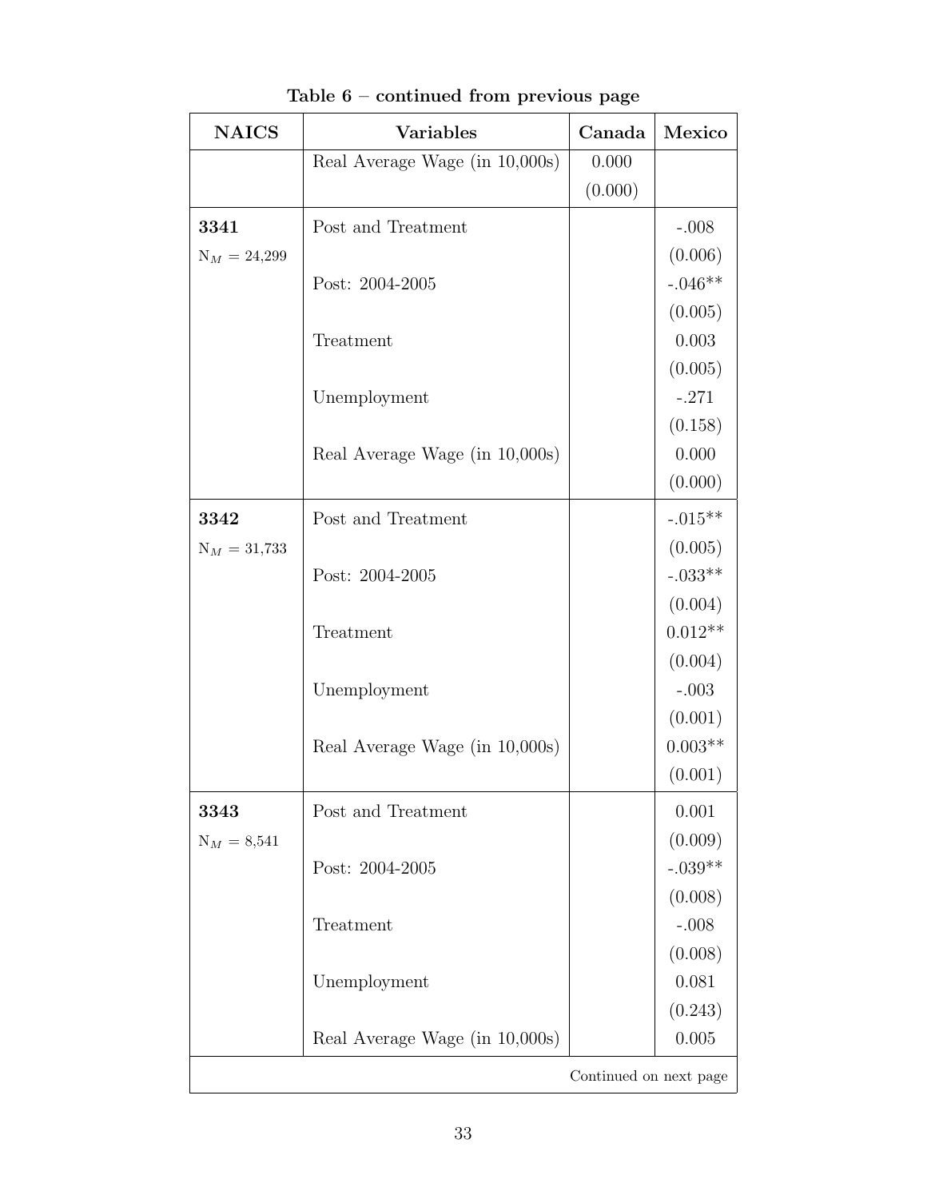**Table 6 – continued from previous page**

| NAICS | Variables | Canada | Mexico |
|---|---|---|---|
| | Real Average Wage (in 10,000s) | 0.000 | |
| | | (0.000) | |
| **3341** | Post and Treatment | | -.008 |
| $N_M$ = 24,299 | | | (0.006) |
| | Post: 2004-2005 | | -.046** |
| | | | (0.005) |
| | Treatment | | 0.003 |
| | | | (0.005) |
| | Unemployment | | -.271 |
| | | | (0.158) |
| | Real Average Wage (in 10,000s) | | 0.000 |
| | | | (0.000) |
| **3342** | Post and Treatment | | -.015** |
| $N_M$ = 31,733 | | | (0.005) |
| | Post: 2004-2005 | | -.033** |
| | | | (0.004) |
| | Treatment | | 0.012** |
| | | | (0.004) |
| | Unemployment | | -.003 |
| | | | (0.001) |
| | Real Average Wage (in 10,000s) | | 0.003** |
| | | | (0.001) |
| **3343** | Post and Treatment | | 0.001 |
| $N_M$ = 8,541 | | | (0.009) |
| | Post: 2004-2005 | | -.039** |
| | | | (0.008) |
| | Treatment | | -.008 |
| | | | (0.008) |
| | Unemployment | | 0.081 |
| | | | (0.243) |
| | Real Average Wage (in 10,000s) | | 0.005 |

Continued on next page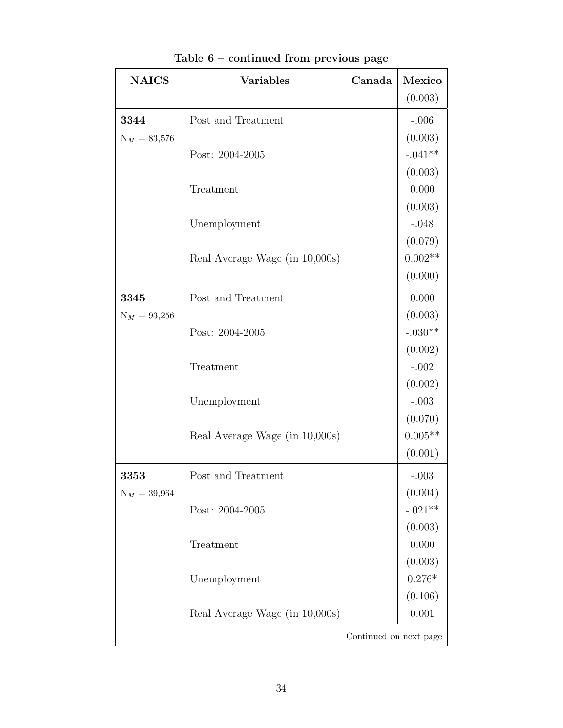**Table 6 – continued from previous page**

| NAICS | Variables | Canada | Mexico |
|---|---|---|---|
| | | | (0.003) |
| **3344** | Post and Treatment | | -.006 |
| $N_M$ = 83,576 | | | (0.003) |
| | Post: 2004-2005 | | -.041** |
| | | | (0.003) |
| | Treatment | | 0.000 |
| | | | (0.003) |
| | Unemployment | | -.048 |
| | | | (0.079) |
| | Real Average Wage (in 10,000s) | | 0.002** |
| | | | (0.000) |
| **3345** | Post and Treatment | | 0.000 |
| $N_M$ = 93,256 | | | (0.003) |
| | Post: 2004-2005 | | -.030** |
| | | | (0.002) |
| | Treatment | | -.002 |
| | | | (0.002) |
| | Unemployment | | -.003 |
| | | | (0.070) |
| | Real Average Wage (in 10,000s) | | 0.005** |
| | | | (0.001) |
| **3353** | Post and Treatment | | -.003 |
| $N_M$ = 39,964 | | | (0.004) |
| | Post: 2004-2005 | | -.021** |
| | | | (0.003) |
| | Treatment | | 0.000 |
| | | | (0.003) |
| | Unemployment | | 0.276* |
| | | | (0.106) |
| | Real Average Wage (in 10,000s) | | 0.001 |

Continued on next page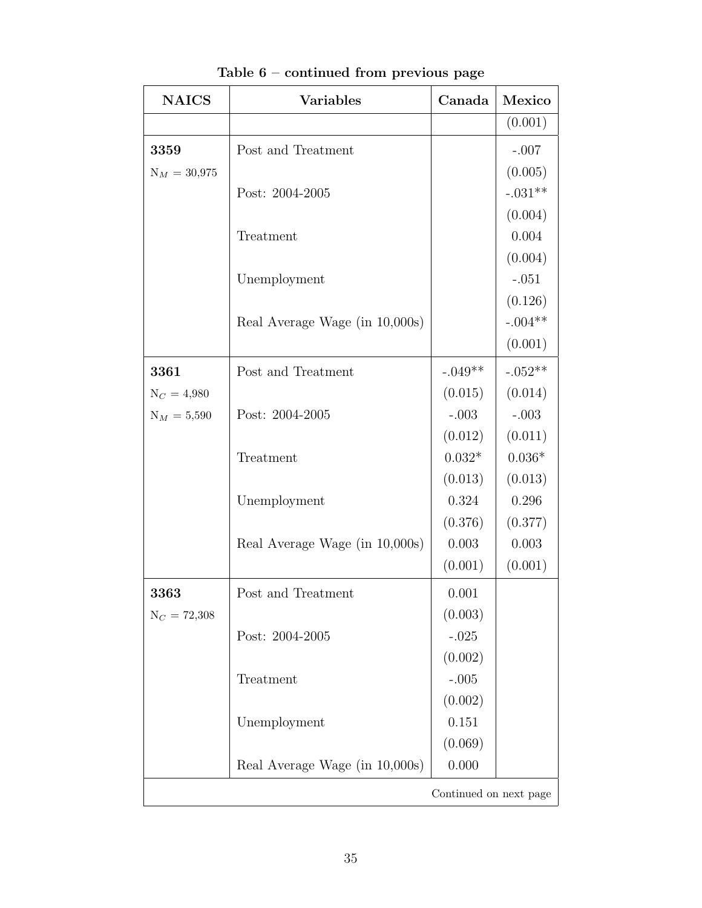**Table 6 – continued from previous page**

| NAICS | Variables | Canada | Mexico |
|---|---|---|---|
| | | | (0.001) |
| **3359** | Post and Treatment | | -.007 |
| $N_M$ = 30,975 | | | (0.005) |
| | Post: 2004-2005 | | -.031** |
| | | | (0.004) |
| | Treatment | | 0.004 |
| | | | (0.004) |
| | Unemployment | | -.051 |
| | | | (0.126) |
| | Real Average Wage (in 10,000s) | | -.004** |
| | | | (0.001) |
| **3361** | Post and Treatment | -.049** | -.052** |
| $N_C$ = 4,980 | | (0.015) | (0.014) |
| $N_M$ = 5,590 | Post: 2004-2005 | -.003 | -.003 |
| | | (0.012) | (0.011) |
| | Treatment | 0.032* | 0.036* |
| | | (0.013) | (0.013) |
| | Unemployment | 0.324 | 0.296 |
| | | (0.376) | (0.377) |
| | Real Average Wage (in 10,000s) | 0.003 | 0.003 |
| | | (0.001) | (0.001) |
| **3363** | Post and Treatment | 0.001 | |
| $N_C$ = 72,308 | | (0.003) | |
| | Post: 2004-2005 | -.025 | |
| | | (0.002) | |
| | Treatment | -.005 | |
| | | (0.002) | |
| | Unemployment | 0.151 | |
| | | (0.069) | |
| | Real Average Wage (in 10,000s) | 0.000 | |

Continued on next page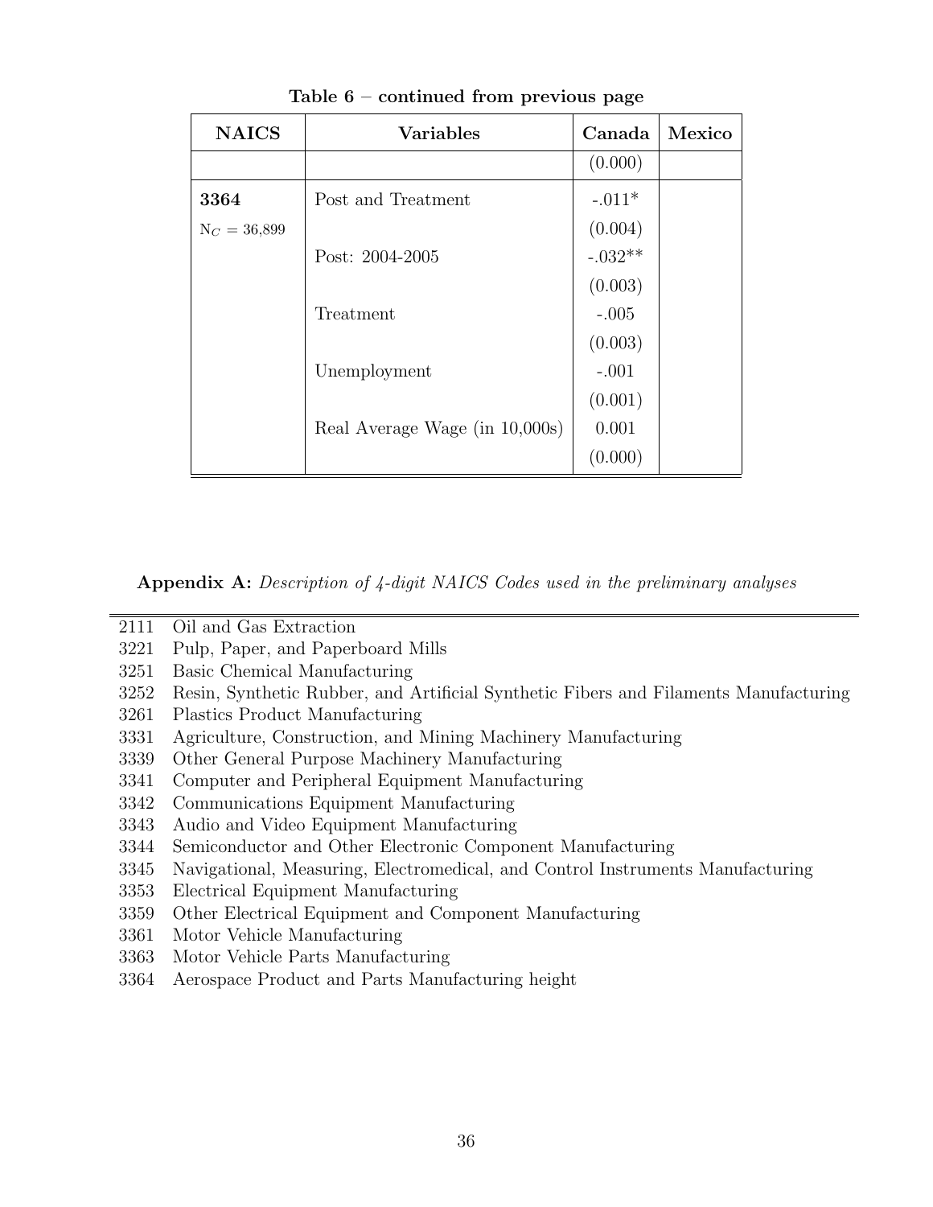**Table 6 – continued from previous page**

| NAICS | Variables | Canada | Mexico |
|---|---|---|---|
| | | (0.000) | |
| **3364** | Post and Treatment | -.011* | |
| $N_C$ = 36,899 | | (0.004) | |
| | Post: 2004-2005 | -.032** | |
| | | (0.003) | |
| | Treatment | -.005 | |
| | | (0.003) | |
| | Unemployment | -.001 | |
| | | (0.001) | |
| | Real Average Wage (in 10,000s) | 0.001 | |
| | | (0.000) | |

**Appendix A:** *Description of 4-digit NAICS Codes used in the preliminary analyses*

| | |
|---|---|
| 2111 | Oil and Gas Extraction |
| 3221 | Pulp, Paper, and Paperboard Mills |
| 3251 | Basic Chemical Manufacturing |
| 3252 | Resin, Synthetic Rubber, and Artificial Synthetic Fibers and Filaments Manufacturing |
| 3261 | Plastics Product Manufacturing |
| 3331 | Agriculture, Construction, and Mining Machinery Manufacturing |
| 3339 | Other General Purpose Machinery Manufacturing |
| 3341 | Computer and Peripheral Equipment Manufacturing |
| 3342 | Communications Equipment Manufacturing |
| 3343 | Audio and Video Equipment Manufacturing |
| 3344 | Semiconductor and Other Electronic Component Manufacturing |
| 3345 | Navigational, Measuring, Electromedical, and Control Instruments Manufacturing |
| 3353 | Electrical Equipment Manufacturing |
| 3359 | Other Electrical Equipment and Component Manufacturing |
| 3361 | Motor Vehicle Manufacturing |
| 3363 | Motor Vehicle Parts Manufacturing |
| 3364 | Aerospace Product and Parts Manufacturing height |